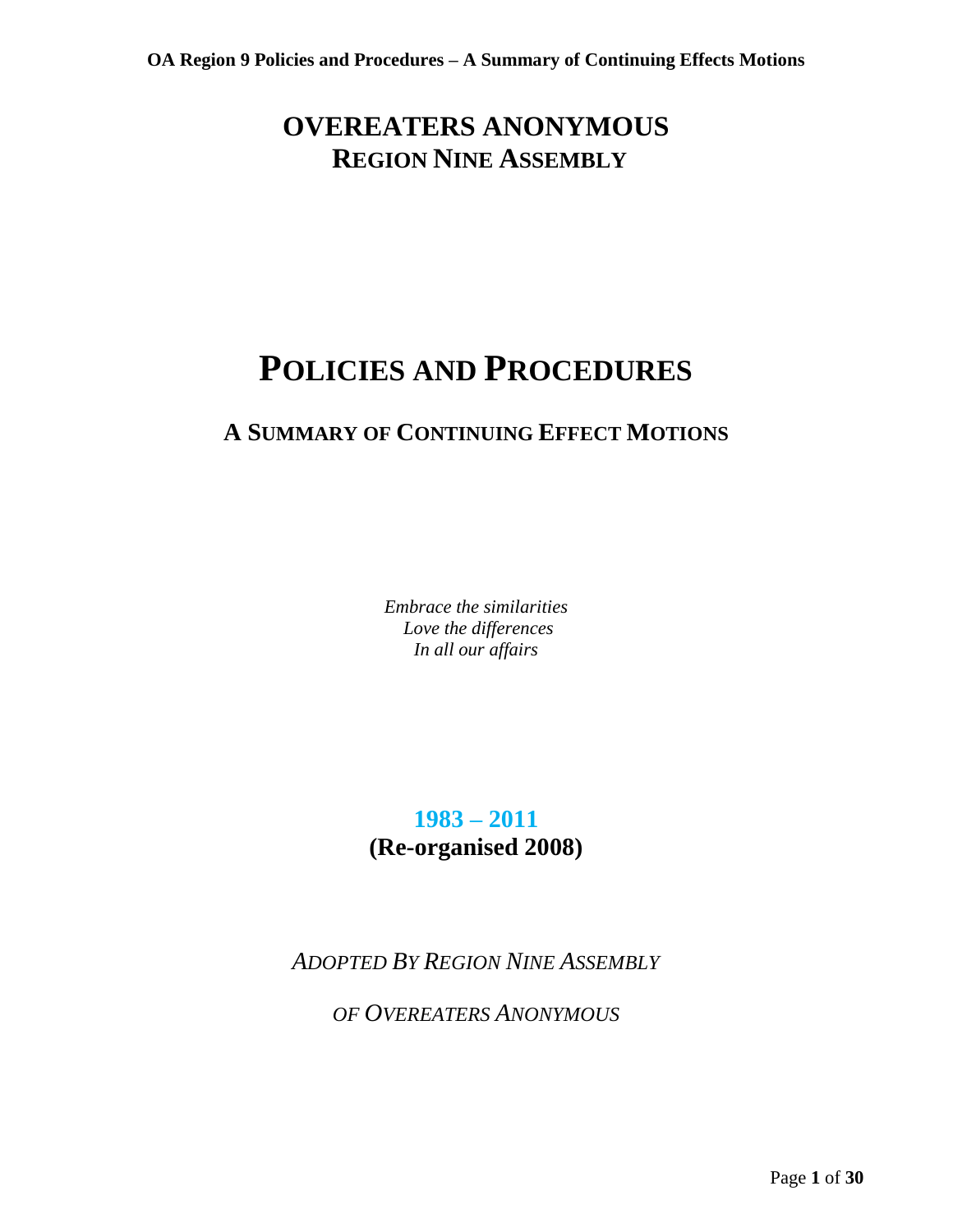# OVEREATERS ANONYMOUS
## REGION NINE ASSEMBLY

# POLICIES AND PROCEDURES

## A SUMMARY OF CONTINUING EFFECT MOTIONS

*Embrace the similarities*
*Love the differences*
*In all our affairs*

**1983 – 2011**
**(Re-organised 2008)**

*ADOPTED BY REGION NINE ASSEMBLY*

*OF OVEREATERS ANONYMOUS*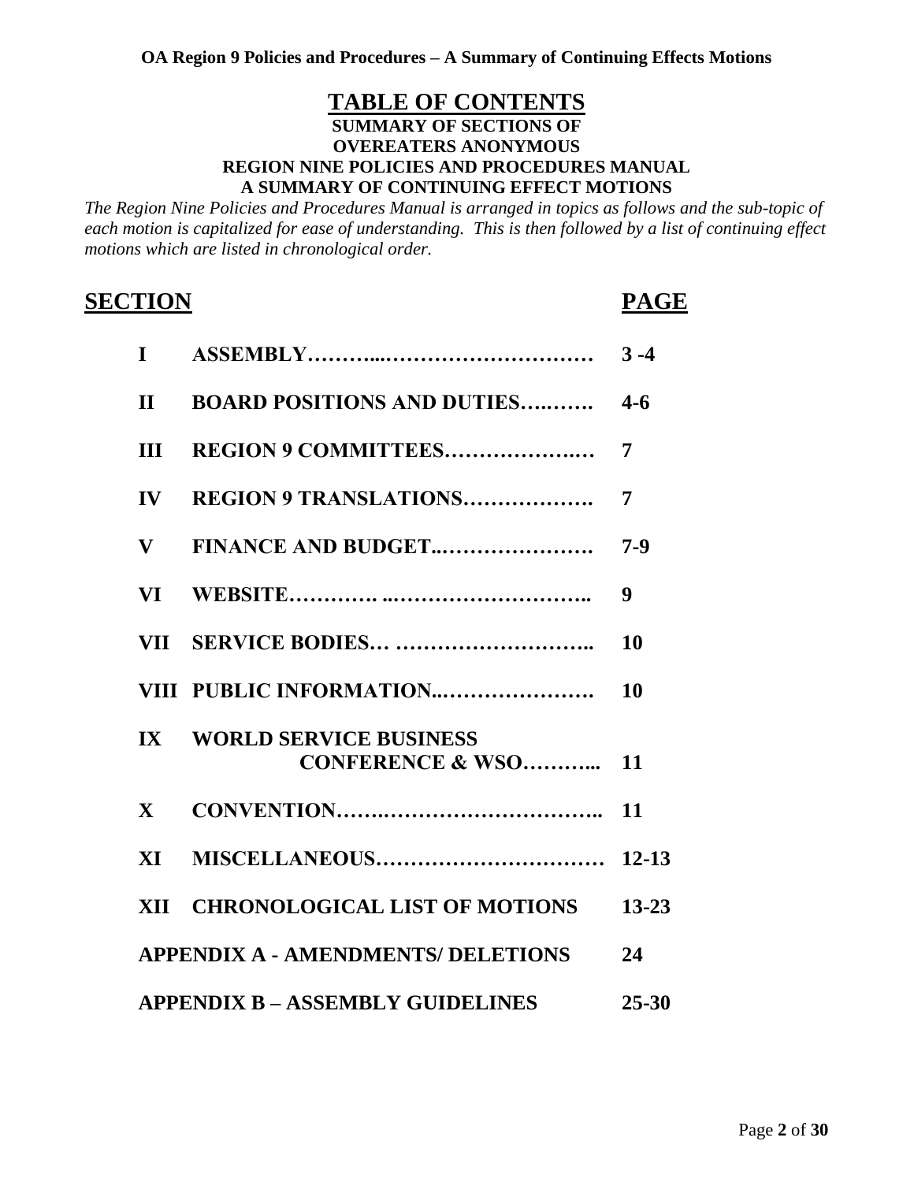# TABLE OF CONTENTS

**SUMMARY OF SECTIONS OF**
**OVEREATERS ANONYMOUS**
**REGION NINE POLICIES AND PROCEDURES MANUAL**
**A SUMMARY OF CONTINUING EFFECT MOTIONS**

*The Region Nine Policies and Procedures Manual is arranged in topics as follows and the sub-topic of each motion is capitalized for ease of understanding. This is then followed by a list of continuing effect motions which are listed in chronological order.*

| SECTION | | PAGE |
|---|---|---|
| I | ASSEMBLY | 3 -4 |
| II | BOARD POSITIONS AND DUTIES | 4-6 |
| III | REGION 9 COMMITTEES | 7 |
| IV | REGION 9 TRANSLATIONS | 7 |
| V | FINANCE AND BUDGET | 7-9 |
| VI | WEBSITE | 9 |
| VII | SERVICE BODIES | 10 |
| VIII | PUBLIC INFORMATION | 10 |
| IX | WORLD SERVICE BUSINESS CONFERENCE & WSO | 11 |
| X | CONVENTION | 11 |
| XI | MISCELLANEOUS | 12-13 |
| XII | CHRONOLOGICAL LIST OF MOTIONS | 13-23 |
| APPENDIX A - AMENDMENTS/ DELETIONS | | 24 |
| APPENDIX B – ASSEMBLY GUIDELINES | | 25-30 |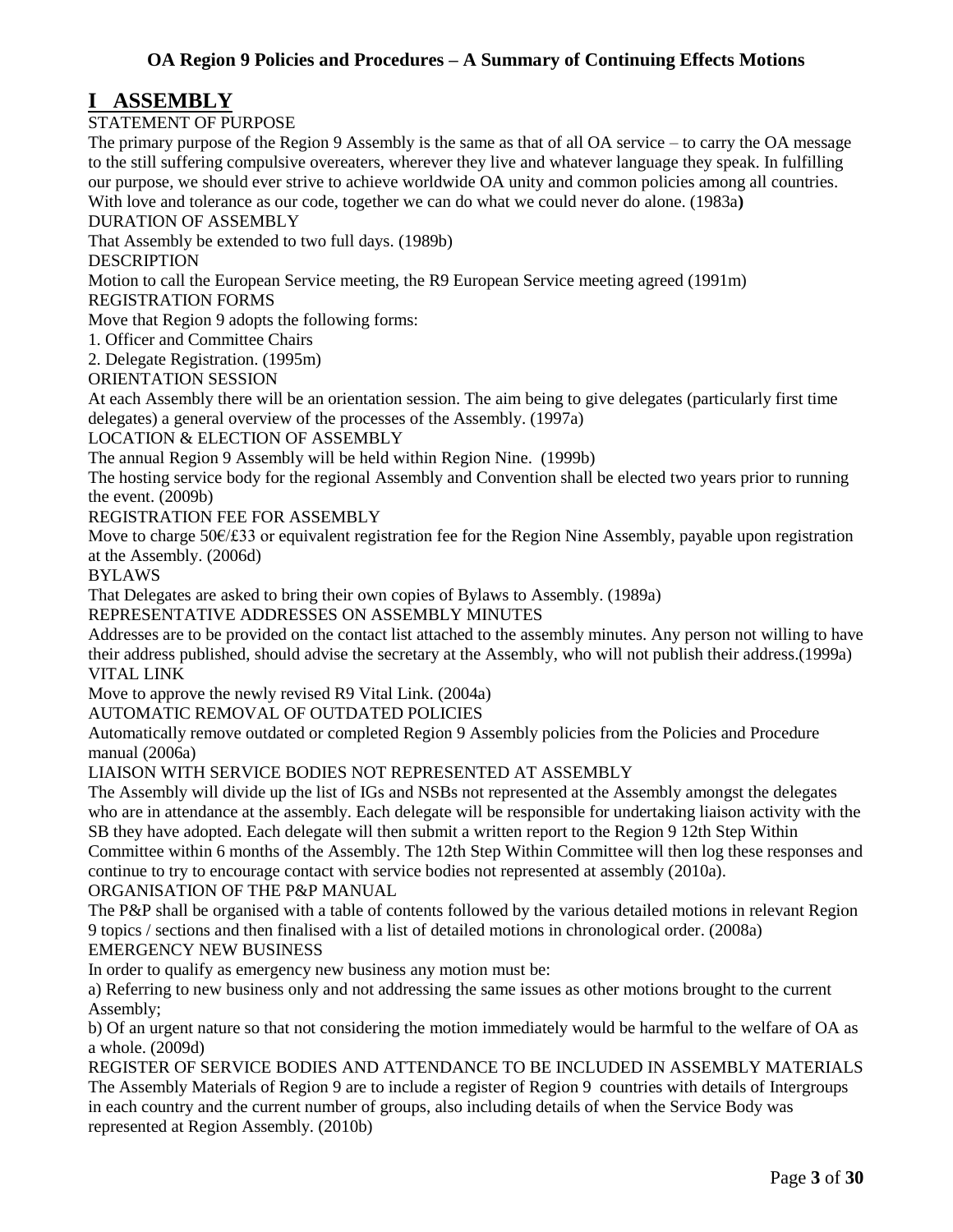## OA Region 9 Policies and Procedures – A Summary of Continuing Effects Motions

# I ASSEMBLY

STATEMENT OF PURPOSE

The primary purpose of the Region 9 Assembly is the same as that of all OA service – to carry the OA message to the still suffering compulsive overeaters, wherever they live and whatever language they speak. In fulfilling our purpose, we should ever strive to achieve worldwide OA unity and common policies among all countries. With love and tolerance as our code, together we can do what we could never do alone. (1983a**)**

DURATION OF ASSEMBLY

That Assembly be extended to two full days. (1989b)

DESCRIPTION

Motion to call the European Service meeting, the R9 European Service meeting agreed (1991m)

REGISTRATION FORMS

Move that Region 9 adopts the following forms:

1. Officer and Committee Chairs
2. Delegate Registration. (1995m)

ORIENTATION SESSION

At each Assembly there will be an orientation session. The aim being to give delegates (particularly first time delegates) a general overview of the processes of the Assembly. (1997a)

LOCATION & ELECTION OF ASSEMBLY

The annual Region 9 Assembly will be held within Region Nine. (1999b)

The hosting service body for the regional Assembly and Convention shall be elected two years prior to running the event. (2009b)

REGISTRATION FEE FOR ASSEMBLY

Move to charge 50€/£33 or equivalent registration fee for the Region Nine Assembly, payable upon registration at the Assembly. (2006d)

BYLAWS

That Delegates are asked to bring their own copies of Bylaws to Assembly. (1989a)

REPRESENTATIVE ADDRESSES ON ASSEMBLY MINUTES

Addresses are to be provided on the contact list attached to the assembly minutes. Any person not willing to have their address published, should advise the secretary at the Assembly, who will not publish their address.(1999a)

VITAL LINK

Move to approve the newly revised R9 Vital Link. (2004a)

AUTOMATIC REMOVAL OF OUTDATED POLICIES

Automatically remove outdated or completed Region 9 Assembly policies from the Policies and Procedure manual (2006a)

LIAISON WITH SERVICE BODIES NOT REPRESENTED AT ASSEMBLY

The Assembly will divide up the list of IGs and NSBs not represented at the Assembly amongst the delegates who are in attendance at the assembly. Each delegate will be responsible for undertaking liaison activity with the SB they have adopted. Each delegate will then submit a written report to the Region 9 12th Step Within Committee within 6 months of the Assembly. The 12th Step Within Committee will then log these responses and continue to try to encourage contact with service bodies not represented at assembly (2010a).

ORGANISATION OF THE P&P MANUAL

The P&P shall be organised with a table of contents followed by the various detailed motions in relevant Region 9 topics / sections and then finalised with a list of detailed motions in chronological order. (2008a)

EMERGENCY NEW BUSINESS

In order to qualify as emergency new business any motion must be:

a) Referring to new business only and not addressing the same issues as other motions brought to the current Assembly;

b) Of an urgent nature so that not considering the motion immediately would be harmful to the welfare of OA as a whole. (2009d)

REGISTER OF SERVICE BODIES AND ATTENDANCE TO BE INCLUDED IN ASSEMBLY MATERIALS

The Assembly Materials of Region 9 are to include a register of Region 9 countries with details of Intergroups in each country and the current number of groups, also including details of when the Service Body was represented at Region Assembly. (2010b)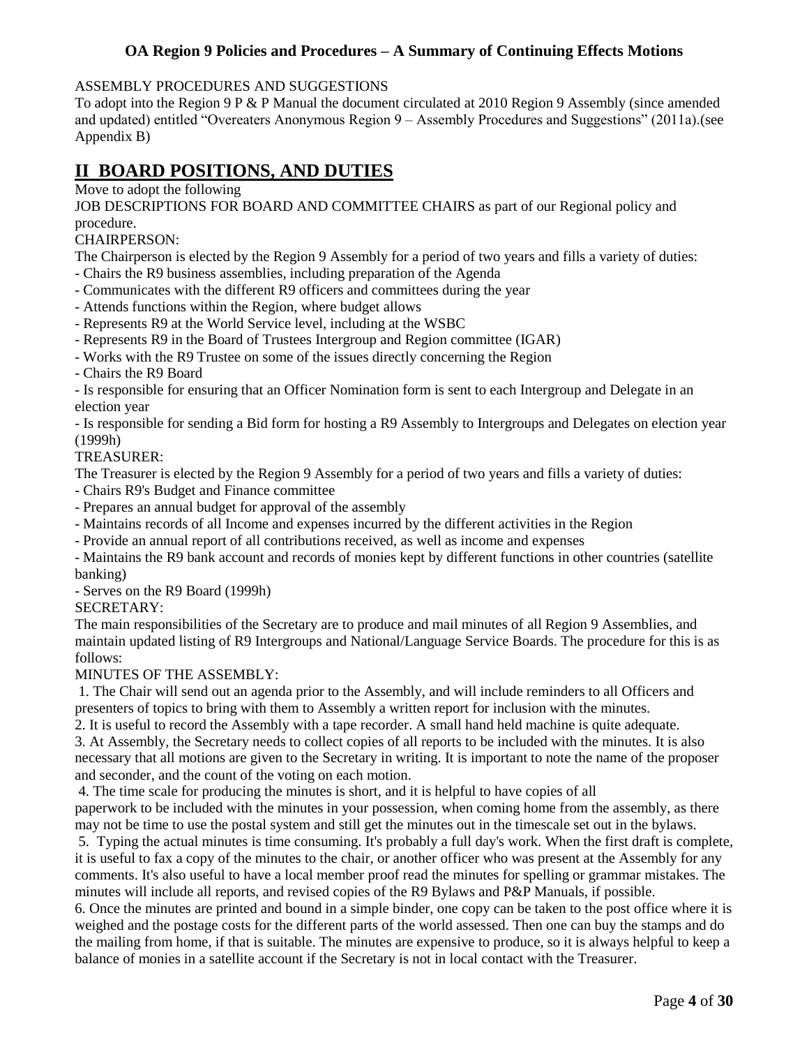ASSEMBLY PROCEDURES AND SUGGESTIONS

To adopt into the Region 9 P & P Manual the document circulated at 2010 Region 9 Assembly (since amended and updated) entitled "Overeaters Anonymous Region 9 – Assembly Procedures and Suggestions" (2011a).(see Appendix B)

## II BOARD POSITIONS, AND DUTIES

Move to adopt the following

JOB DESCRIPTIONS FOR BOARD AND COMMITTEE CHAIRS as part of our Regional policy and procedure.

CHAIRPERSON:

The Chairperson is elected by the Region 9 Assembly for a period of two years and fills a variety of duties:

- Chairs the R9 business assemblies, including preparation of the Agenda
- Communicates with the different R9 officers and committees during the year
- Attends functions within the Region, where budget allows
- Represents R9 at the World Service level, including at the WSBC
- Represents R9 in the Board of Trustees Intergroup and Region committee (IGAR)
- Works with the R9 Trustee on some of the issues directly concerning the Region
- Chairs the R9 Board
- Is responsible for ensuring that an Officer Nomination form is sent to each Intergroup and Delegate in an election year
- Is responsible for sending a Bid form for hosting a R9 Assembly to Intergroups and Delegates on election year (1999h)

TREASURER:

The Treasurer is elected by the Region 9 Assembly for a period of two years and fills a variety of duties:

- Chairs R9's Budget and Finance committee
- Prepares an annual budget for approval of the assembly
- Maintains records of all Income and expenses incurred by the different activities in the Region
- Provide an annual report of all contributions received, as well as income and expenses
- Maintains the R9 bank account and records of monies kept by different functions in other countries (satellite banking)
- Serves on the R9 Board (1999h)

SECRETARY:

The main responsibilities of the Secretary are to produce and mail minutes of all Region 9 Assemblies, and maintain updated listing of R9 Intergroups and National/Language Service Boards. The procedure for this is as follows:

MINUTES OF THE ASSEMBLY:

1. The Chair will send out an agenda prior to the Assembly, and will include reminders to all Officers and presenters of topics to bring with them to Assembly a written report for inclusion with the minutes.
2. It is useful to record the Assembly with a tape recorder. A small hand held machine is quite adequate.
3. At Assembly, the Secretary needs to collect copies of all reports to be included with the minutes. It is also necessary that all motions are given to the Secretary in writing. It is important to note the name of the proposer and seconder, and the count of the voting on each motion.
4. The time scale for producing the minutes is short, and it is helpful to have copies of all paperwork to be included with the minutes in your possession, when coming home from the assembly, as there may not be time to use the postal system and still get the minutes out in the timescale set out in the bylaws.
5. Typing the actual minutes is time consuming. It's probably a full day's work. When the first draft is complete, it is useful to fax a copy of the minutes to the chair, or another officer who was present at the Assembly for any comments. It's also useful to have a local member proof read the minutes for spelling or grammar mistakes. The minutes will include all reports, and revised copies of the R9 Bylaws and P&P Manuals, if possible.
6. Once the minutes are printed and bound in a simple binder, one copy can be taken to the post office where it is weighed and the postage costs for the different parts of the world assessed. Then one can buy the stamps and do the mailing from home, if that is suitable. The minutes are expensive to produce, so it is always helpful to keep a balance of monies in a satellite account if the Secretary is not in local contact with the Treasurer.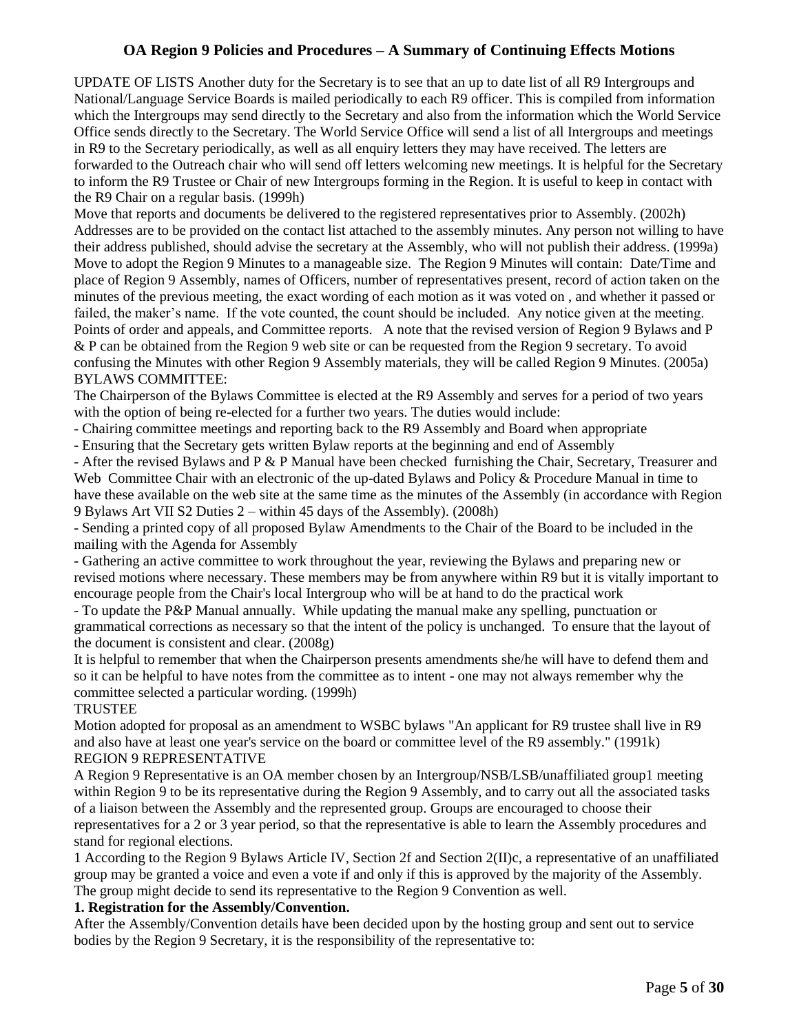UPDATE OF LISTS Another duty for the Secretary is to see that an up to date list of all R9 Intergroups and National/Language Service Boards is mailed periodically to each R9 officer. This is compiled from information which the Intergroups may send directly to the Secretary and also from the information which the World Service Office sends directly to the Secretary. The World Service Office will send a list of all Intergroups and meetings in R9 to the Secretary periodically, as well as all enquiry letters they may have received. The letters are forwarded to the Outreach chair who will send off letters welcoming new meetings. It is helpful for the Secretary to inform the R9 Trustee or Chair of new Intergroups forming in the Region. It is useful to keep in contact with the R9 Chair on a regular basis. (1999h)

Move that reports and documents be delivered to the registered representatives prior to Assembly. (2002h)

Addresses are to be provided on the contact list attached to the assembly minutes. Any person not willing to have their address published, should advise the secretary at the Assembly, who will not publish their address. (1999a)

Move to adopt the Region 9 Minutes to a manageable size. The Region 9 Minutes will contain: Date/Time and place of Region 9 Assembly, names of Officers, number of representatives present, record of action taken on the minutes of the previous meeting, the exact wording of each motion as it was voted on , and whether it passed or failed, the maker's name. If the vote counted, the count should be included. Any notice given at the meeting. Points of order and appeals, and Committee reports. A note that the revised version of Region 9 Bylaws and P & P can be obtained from the Region 9 web site or can be requested from the Region 9 secretary. To avoid confusing the Minutes with other Region 9 Assembly materials, they will be called Region 9 Minutes. (2005a)

BYLAWS COMMITTEE:

The Chairperson of the Bylaws Committee is elected at the R9 Assembly and serves for a period of two years with the option of being re-elected for a further two years. The duties would include:

- Chairing committee meetings and reporting back to the R9 Assembly and Board when appropriate
- Ensuring that the Secretary gets written Bylaw reports at the beginning and end of Assembly
- After the revised Bylaws and P & P Manual have been checked furnishing the Chair, Secretary, Treasurer and Web Committee Chair with an electronic of the up-dated Bylaws and Policy & Procedure Manual in time to have these available on the web site at the same time as the minutes of the Assembly (in accordance with Region 9 Bylaws Art VII S2 Duties 2 – within 45 days of the Assembly). (2008h)
- Sending a printed copy of all proposed Bylaw Amendments to the Chair of the Board to be included in the mailing with the Agenda for Assembly
- Gathering an active committee to work throughout the year, reviewing the Bylaws and preparing new or revised motions where necessary. These members may be from anywhere within R9 but it is vitally important to encourage people from the Chair's local Intergroup who will be at hand to do the practical work
- To update the P&P Manual annually. While updating the manual make any spelling, punctuation or grammatical corrections as necessary so that the intent of the policy is unchanged. To ensure that the layout of the document is consistent and clear. (2008g)

It is helpful to remember that when the Chairperson presents amendments she/he will have to defend them and so it can be helpful to have notes from the committee as to intent - one may not always remember why the committee selected a particular wording. (1999h)

TRUSTEE

Motion adopted for proposal as an amendment to WSBC bylaws "An applicant for R9 trustee shall live in R9 and also have at least one year's service on the board or committee level of the R9 assembly." (1991k)

REGION 9 REPRESENTATIVE

A Region 9 Representative is an OA member chosen by an Intergroup/NSB/LSB/unaffiliated group[1] meeting within Region 9 to be its representative during the Region 9 Assembly, and to carry out all the associated tasks of a liaison between the Assembly and the represented group. Groups are encouraged to choose their representatives for a 2 or 3 year period, so that the representative is able to learn the Assembly procedures and stand for regional elections.

[1] According to the Region 9 Bylaws Article IV, Section 2f and Section 2(II)c, a representative of an unaffiliated group may be granted a voice and even a vote if and only if this is approved by the majority of the Assembly. The group might decide to send its representative to the Region 9 Convention as well.

**1. Registration for the Assembly/Convention.**

After the Assembly/Convention details have been decided upon by the hosting group and sent out to service bodies by the Region 9 Secretary, it is the responsibility of the representative to: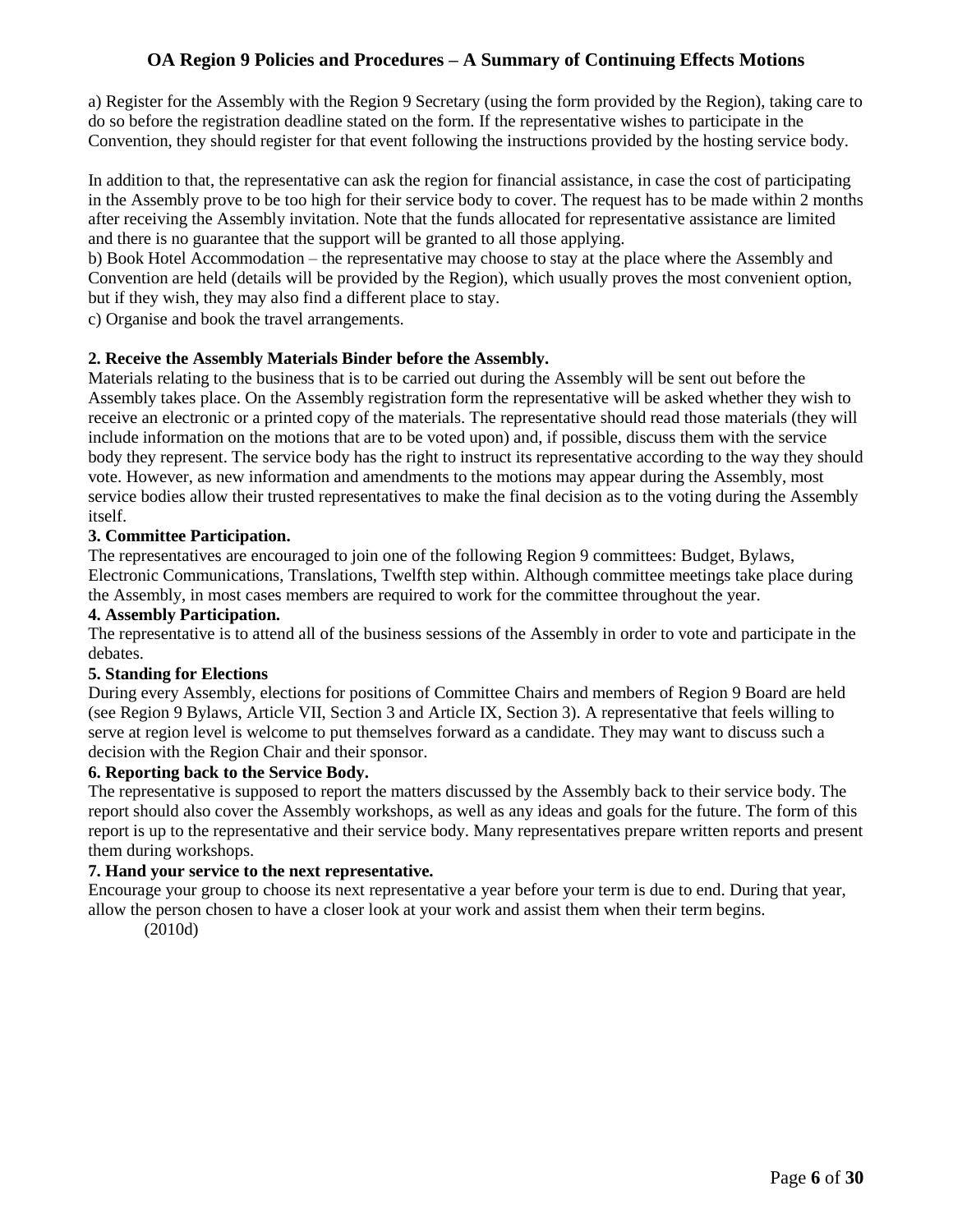a) Register for the Assembly with the Region 9 Secretary (using the form provided by the Region), taking care to do so before the registration deadline stated on the form. If the representative wishes to participate in the Convention, they should register for that event following the instructions provided by the hosting service body.

In addition to that, the representative can ask the region for financial assistance, in case the cost of participating in the Assembly prove to be too high for their service body to cover. The request has to be made within 2 months after receiving the Assembly invitation. Note that the funds allocated for representative assistance are limited and there is no guarantee that the support will be granted to all those applying.

b) Book Hotel Accommodation – the representative may choose to stay at the place where the Assembly and Convention are held (details will be provided by the Region), which usually proves the most convenient option, but if they wish, they may also find a different place to stay.

c) Organise and book the travel arrangements.

**2. Receive the Assembly Materials Binder before the Assembly.**

Materials relating to the business that is to be carried out during the Assembly will be sent out before the Assembly takes place. On the Assembly registration form the representative will be asked whether they wish to receive an electronic or a printed copy of the materials. The representative should read those materials (they will include information on the motions that are to be voted upon) and, if possible, discuss them with the service body they represent. The service body has the right to instruct its representative according to the way they should vote. However, as new information and amendments to the motions may appear during the Assembly, most service bodies allow their trusted representatives to make the final decision as to the voting during the Assembly itself.

**3. Committee Participation.**

The representatives are encouraged to join one of the following Region 9 committees: Budget, Bylaws, Electronic Communications, Translations, Twelfth step within. Although committee meetings take place during the Assembly, in most cases members are required to work for the committee throughout the year.

**4. Assembly Participation.**

The representative is to attend all of the business sessions of the Assembly in order to vote and participate in the debates.

**5. Standing for Elections**

During every Assembly, elections for positions of Committee Chairs and members of Region 9 Board are held (see Region 9 Bylaws, Article VII, Section 3 and Article IX, Section 3). A representative that feels willing to serve at region level is welcome to put themselves forward as a candidate. They may want to discuss such a decision with the Region Chair and their sponsor.

**6. Reporting back to the Service Body.**

The representative is supposed to report the matters discussed by the Assembly back to their service body. The report should also cover the Assembly workshops, as well as any ideas and goals for the future. The form of this report is up to the representative and their service body. Many representatives prepare written reports and present them during workshops.

**7. Hand your service to the next representative.**

Encourage your group to choose its next representative a year before your term is due to end. During that year, allow the person chosen to have a closer look at your work and assist them when their term begins.

(2010d)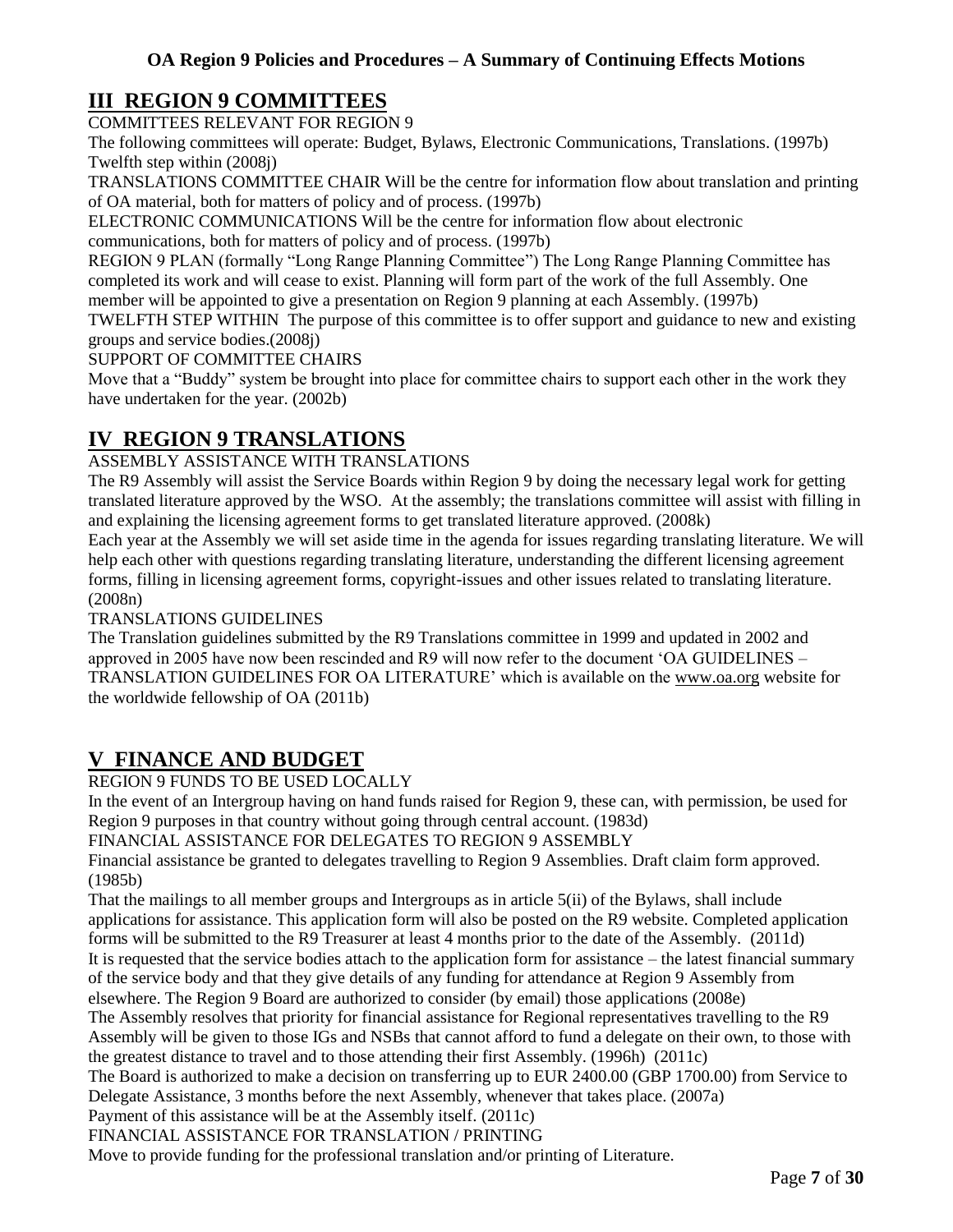## III REGION 9 COMMITTEES

COMMITTEES RELEVANT FOR REGION 9

The following committees will operate: Budget, Bylaws, Electronic Communications, Translations. (1997b) Twelfth step within (2008j)

TRANSLATIONS COMMITTEE CHAIR Will be the centre for information flow about translation and printing of OA material, both for matters of policy and of process. (1997b)

ELECTRONIC COMMUNICATIONS Will be the centre for information flow about electronic communications, both for matters of policy and of process. (1997b)

REGION 9 PLAN (formally "Long Range Planning Committee") The Long Range Planning Committee has completed its work and will cease to exist. Planning will form part of the work of the full Assembly. One member will be appointed to give a presentation on Region 9 planning at each Assembly. (1997b)

TWELFTH STEP WITHIN The purpose of this committee is to offer support and guidance to new and existing groups and service bodies.(2008j)

SUPPORT OF COMMITTEE CHAIRS

Move that a "Buddy" system be brought into place for committee chairs to support each other in the work they have undertaken for the year. (2002b)

## IV REGION 9 TRANSLATIONS

ASSEMBLY ASSISTANCE WITH TRANSLATIONS

The R9 Assembly will assist the Service Boards within Region 9 by doing the necessary legal work for getting translated literature approved by the WSO. At the assembly; the translations committee will assist with filling in and explaining the licensing agreement forms to get translated literature approved. (2008k)

Each year at the Assembly we will set aside time in the agenda for issues regarding translating literature. We will help each other with questions regarding translating literature, understanding the different licensing agreement forms, filling in licensing agreement forms, copyright-issues and other issues related to translating literature. (2008n)

TRANSLATIONS GUIDELINES

The Translation guidelines submitted by the R9 Translations committee in 1999 and updated in 2002 and approved in 2005 have now been rescinded and R9 will now refer to the document 'OA GUIDELINES – TRANSLATION GUIDELINES FOR OA LITERATURE' which is available on the www.oa.org website for the worldwide fellowship of OA (2011b)

## V FINANCE AND BUDGET

REGION 9 FUNDS TO BE USED LOCALLY

In the event of an Intergroup having on hand funds raised for Region 9, these can, with permission, be used for Region 9 purposes in that country without going through central account. (1983d)

FINANCIAL ASSISTANCE FOR DELEGATES TO REGION 9 ASSEMBLY

Financial assistance be granted to delegates travelling to Region 9 Assemblies. Draft claim form approved. (1985b)

That the mailings to all member groups and Intergroups as in article 5(ii) of the Bylaws, shall include applications for assistance. This application form will also be posted on the R9 website. Completed application forms will be submitted to the R9 Treasurer at least 4 months prior to the date of the Assembly. (2011d)

It is requested that the service bodies attach to the application form for assistance – the latest financial summary of the service body and that they give details of any funding for attendance at Region 9 Assembly from elsewhere. The Region 9 Board are authorized to consider (by email) those applications (2008e)

The Assembly resolves that priority for financial assistance for Regional representatives travelling to the R9 Assembly will be given to those IGs and NSBs that cannot afford to fund a delegate on their own, to those with the greatest distance to travel and to those attending their first Assembly. (1996h) (2011c)

The Board is authorized to make a decision on transferring up to EUR 2400.00 (GBP 1700.00) from Service to Delegate Assistance, 3 months before the next Assembly, whenever that takes place. (2007a)

Payment of this assistance will be at the Assembly itself. (2011c)

FINANCIAL ASSISTANCE FOR TRANSLATION / PRINTING

Move to provide funding for the professional translation and/or printing of Literature.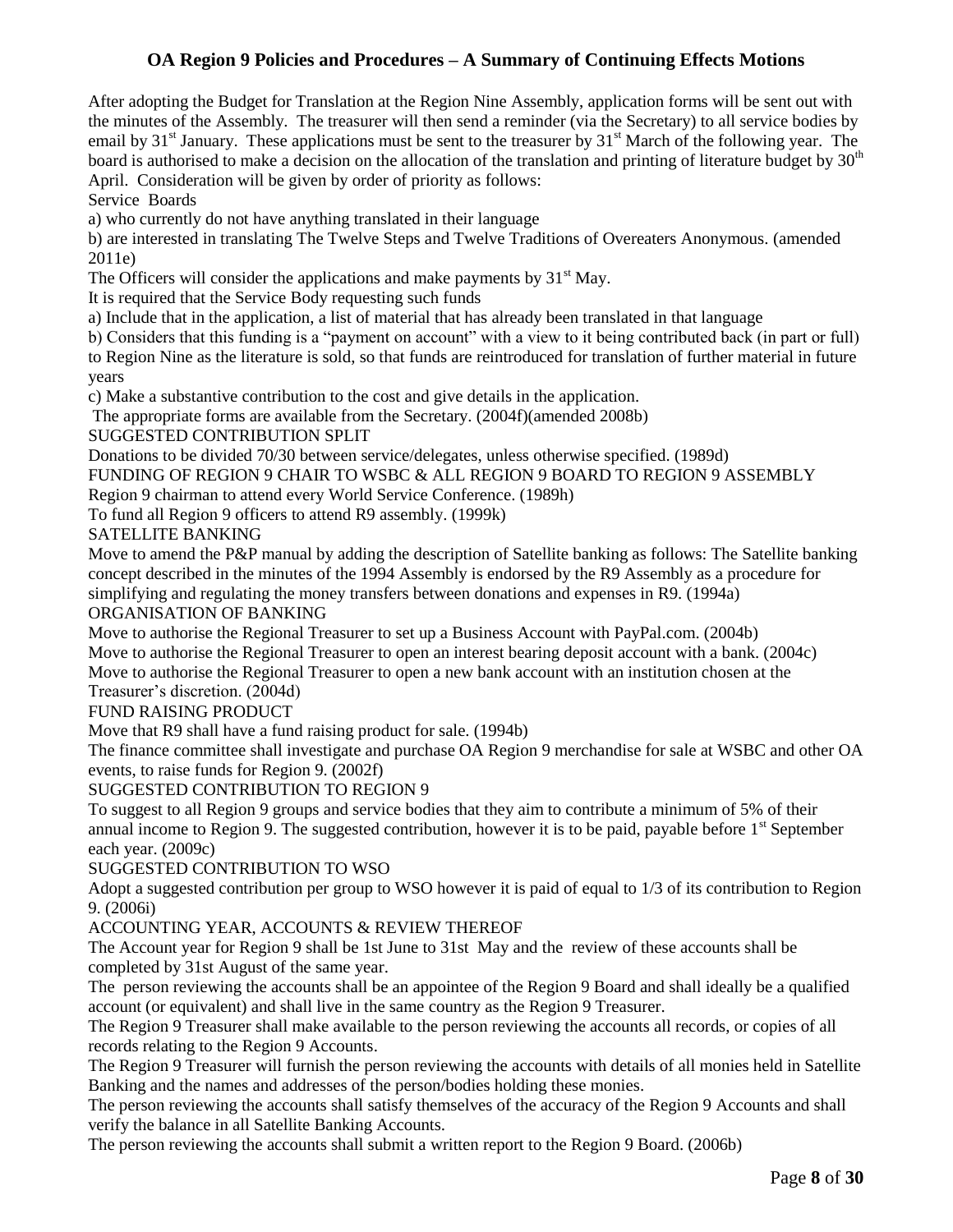After adopting the Budget for Translation at the Region Nine Assembly, application forms will be sent out with the minutes of the Assembly. The treasurer will then send a reminder (via the Secretary) to all service bodies by email by 31st January. These applications must be sent to the treasurer by 31st March of the following year. The board is authorised to make a decision on the allocation of the translation and printing of literature budget by 30th April. Consideration will be given by order of priority as follows:

Service Boards

a) who currently do not have anything translated in their language

b) are interested in translating The Twelve Steps and Twelve Traditions of Overeaters Anonymous. (amended 2011e)

The Officers will consider the applications and make payments by 31st May.

It is required that the Service Body requesting such funds

a) Include that in the application, a list of material that has already been translated in that language

b) Considers that this funding is a "payment on account" with a view to it being contributed back (in part or full) to Region Nine as the literature is sold, so that funds are reintroduced for translation of further material in future years

c) Make a substantive contribution to the cost and give details in the application.

The appropriate forms are available from the Secretary. (2004f)(amended 2008b)

SUGGESTED CONTRIBUTION SPLIT

Donations to be divided 70/30 between service/delegates, unless otherwise specified. (1989d)

FUNDING OF REGION 9 CHAIR TO WSBC & ALL REGION 9 BOARD TO REGION 9 ASSEMBLY

Region 9 chairman to attend every World Service Conference. (1989h)

To fund all Region 9 officers to attend R9 assembly. (1999k)

SATELLITE BANKING

Move to amend the P&P manual by adding the description of Satellite banking as follows: The Satellite banking concept described in the minutes of the 1994 Assembly is endorsed by the R9 Assembly as a procedure for simplifying and regulating the money transfers between donations and expenses in R9. (1994a)

ORGANISATION OF BANKING

Move to authorise the Regional Treasurer to set up a Business Account with PayPal.com. (2004b)

Move to authorise the Regional Treasurer to open an interest bearing deposit account with a bank. (2004c)

Move to authorise the Regional Treasurer to open a new bank account with an institution chosen at the Treasurer's discretion. (2004d)

FUND RAISING PRODUCT

Move that R9 shall have a fund raising product for sale. (1994b)

The finance committee shall investigate and purchase OA Region 9 merchandise for sale at WSBC and other OA events, to raise funds for Region 9. (2002f)

SUGGESTED CONTRIBUTION TO REGION 9

To suggest to all Region 9 groups and service bodies that they aim to contribute a minimum of 5% of their annual income to Region 9. The suggested contribution, however it is to be paid, payable before 1st September each year. (2009c)

SUGGESTED CONTRIBUTION TO WSO

Adopt a suggested contribution per group to WSO however it is paid of equal to 1/3 of its contribution to Region 9. (2006i)

ACCOUNTING YEAR, ACCOUNTS & REVIEW THEREOF

The Account year for Region 9 shall be 1st June to 31st May and the review of these accounts shall be completed by 31st August of the same year.

The person reviewing the accounts shall be an appointee of the Region 9 Board and shall ideally be a qualified account (or equivalent) and shall live in the same country as the Region 9 Treasurer.

The Region 9 Treasurer shall make available to the person reviewing the accounts all records, or copies of all records relating to the Region 9 Accounts.

The Region 9 Treasurer will furnish the person reviewing the accounts with details of all monies held in Satellite Banking and the names and addresses of the person/bodies holding these monies.

The person reviewing the accounts shall satisfy themselves of the accuracy of the Region 9 Accounts and shall verify the balance in all Satellite Banking Accounts.

The person reviewing the accounts shall submit a written report to the Region 9 Board. (2006b)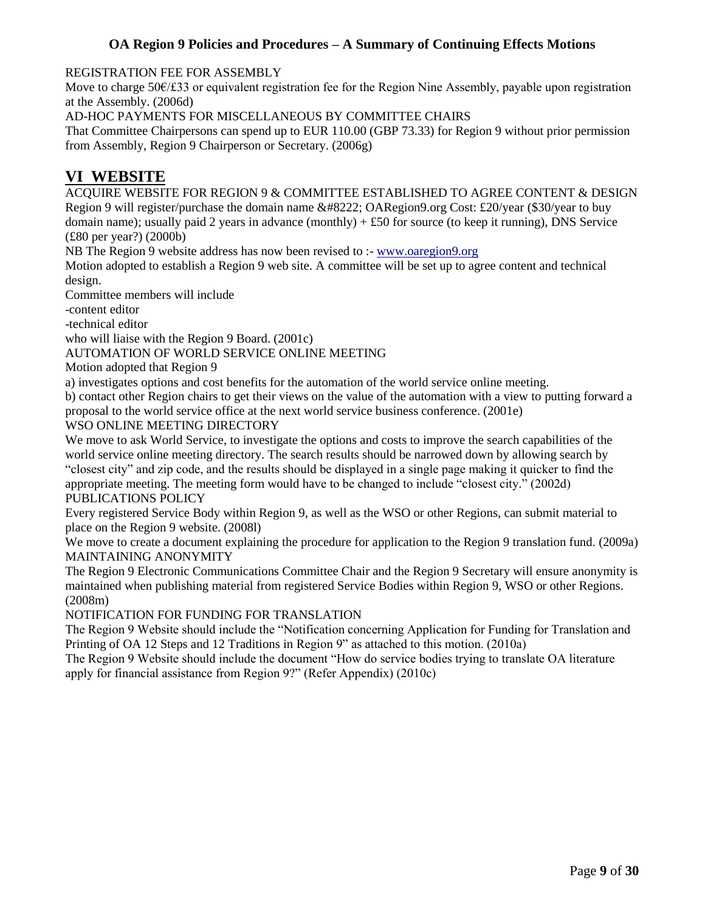REGISTRATION FEE FOR ASSEMBLY

Move to charge 50€/£33 or equivalent registration fee for the Region Nine Assembly, payable upon registration at the Assembly. (2006d)

AD-HOC PAYMENTS FOR MISCELLANEOUS BY COMMITTEE CHAIRS

That Committee Chairpersons can spend up to EUR 110.00 (GBP 73.33) for Region 9 without prior permission from Assembly, Region 9 Chairperson or Secretary. (2006g)

## VI WEBSITE

ACQUIRE WEBSITE FOR REGION 9 & COMMITTEE ESTABLISHED TO AGREE CONTENT & DESIGN

Region 9 will register/purchase the domain name &#8222; OARegion9.org Cost: £20/year ($30/year to buy domain name); usually paid 2 years in advance (monthly) + £50 for source (to keep it running), DNS Service (£80 per year?) (2000b)

NB The Region 9 website address has now been revised to :- www.oaregion9.org

Motion adopted to establish a Region 9 web site. A committee will be set up to agree content and technical design.

Committee members will include

-content editor

-technical editor

who will liaise with the Region 9 Board. (2001c)

AUTOMATION OF WORLD SERVICE ONLINE MEETING

Motion adopted that Region 9

a) investigates options and cost benefits for the automation of the world service online meeting.

b) contact other Region chairs to get their views on the value of the automation with a view to putting forward a proposal to the world service office at the next world service business conference. (2001e)

WSO ONLINE MEETING DIRECTORY

We move to ask World Service, to investigate the options and costs to improve the search capabilities of the world service online meeting directory. The search results should be narrowed down by allowing search by "closest city" and zip code, and the results should be displayed in a single page making it quicker to find the appropriate meeting. The meeting form would have to be changed to include "closest city." (2002d)

PUBLICATIONS POLICY

Every registered Service Body within Region 9, as well as the WSO or other Regions, can submit material to place on the Region 9 website. (2008l)

We move to create a document explaining the procedure for application to the Region 9 translation fund. (2009a)

MAINTAINING ANONYMITY

The Region 9 Electronic Communications Committee Chair and the Region 9 Secretary will ensure anonymity is maintained when publishing material from registered Service Bodies within Region 9, WSO or other Regions. (2008m)

NOTIFICATION FOR FUNDING FOR TRANSLATION

The Region 9 Website should include the "Notification concerning Application for Funding for Translation and Printing of OA 12 Steps and 12 Traditions in Region 9" as attached to this motion. (2010a)

The Region 9 Website should include the document "How do service bodies trying to translate OA literature apply for financial assistance from Region 9?" (Refer Appendix) (2010c)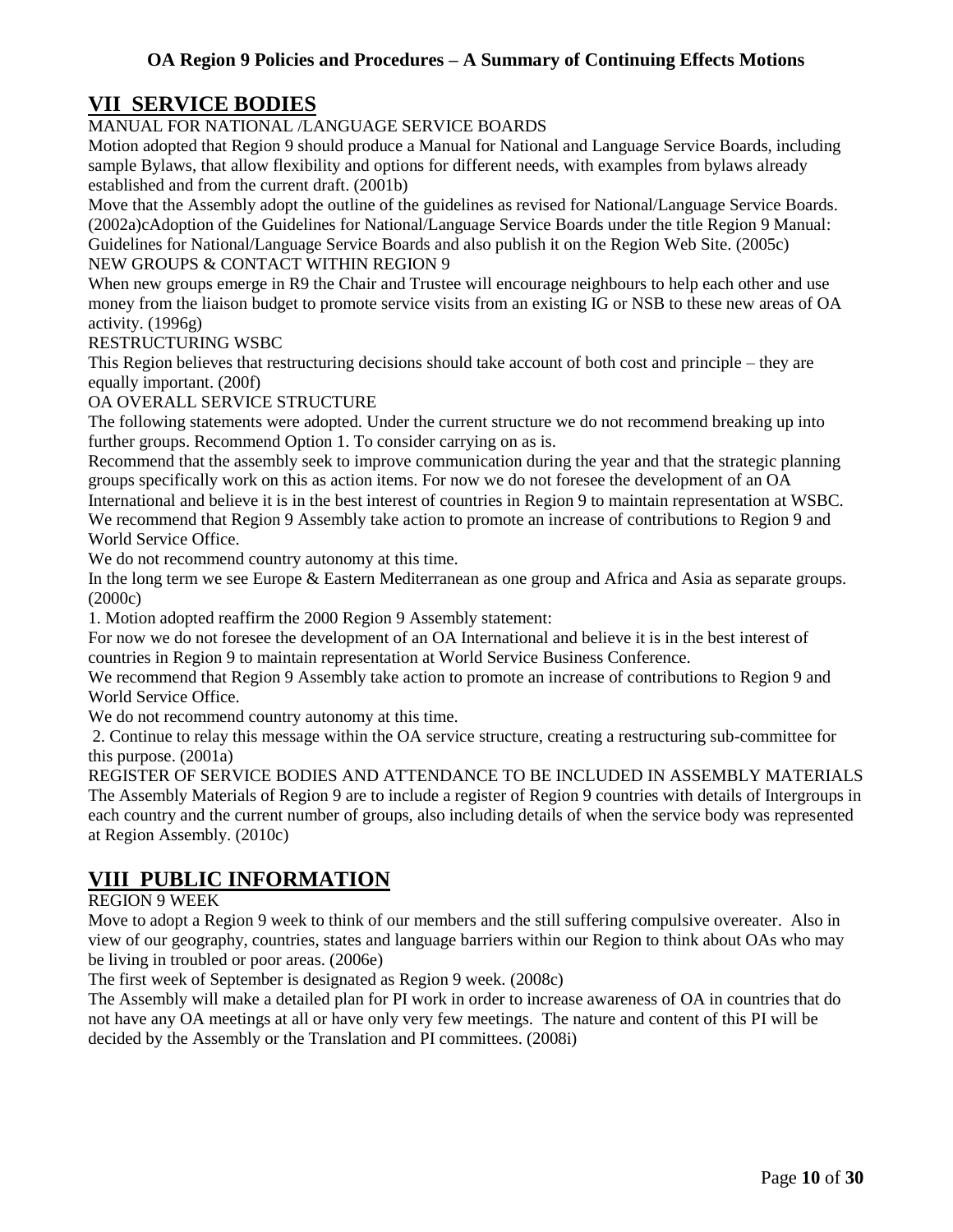## VII SERVICE BODIES

MANUAL FOR NATIONAL /LANGUAGE SERVICE BOARDS

Motion adopted that Region 9 should produce a Manual for National and Language Service Boards, including sample Bylaws, that allow flexibility and options for different needs, with examples from bylaws already established and from the current draft. (2001b)

Move that the Assembly adopt the outline of the guidelines as revised for National/Language Service Boards. (2002a)cAdoption of the Guidelines for National/Language Service Boards under the title Region 9 Manual: Guidelines for National/Language Service Boards and also publish it on the Region Web Site. (2005c)

NEW GROUPS & CONTACT WITHIN REGION 9

When new groups emerge in R9 the Chair and Trustee will encourage neighbours to help each other and use money from the liaison budget to promote service visits from an existing IG or NSB to these new areas of OA activity. (1996g)

RESTRUCTURING WSBC

This Region believes that restructuring decisions should take account of both cost and principle – they are equally important. (200f)

OA OVERALL SERVICE STRUCTURE

The following statements were adopted. Under the current structure we do not recommend breaking up into further groups. Recommend Option 1. To consider carrying on as is.

Recommend that the assembly seek to improve communication during the year and that the strategic planning groups specifically work on this as action items. For now we do not foresee the development of an OA International and believe it is in the best interest of countries in Region 9 to maintain representation at WSBC.

We recommend that Region 9 Assembly take action to promote an increase of contributions to Region 9 and World Service Office.

We do not recommend country autonomy at this time.

In the long term we see Europe & Eastern Mediterranean as one group and Africa and Asia as separate groups. (2000c)

1. Motion adopted reaffirm the 2000 Region 9 Assembly statement:

For now we do not foresee the development of an OA International and believe it is in the best interest of countries in Region 9 to maintain representation at World Service Business Conference.

We recommend that Region 9 Assembly take action to promote an increase of contributions to Region 9 and World Service Office.

We do not recommend country autonomy at this time.

2. Continue to relay this message within the OA service structure, creating a restructuring sub-committee for this purpose. (2001a)

REGISTER OF SERVICE BODIES AND ATTENDANCE TO BE INCLUDED IN ASSEMBLY MATERIALS

The Assembly Materials of Region 9 are to include a register of Region 9 countries with details of Intergroups in each country and the current number of groups, also including details of when the service body was represented at Region Assembly. (2010c)

## VIII PUBLIC INFORMATION

REGION 9 WEEK

Move to adopt a Region 9 week to think of our members and the still suffering compulsive overeater. Also in view of our geography, countries, states and language barriers within our Region to think about OAs who may be living in troubled or poor areas. (2006e)

The first week of September is designated as Region 9 week. (2008c)

The Assembly will make a detailed plan for PI work in order to increase awareness of OA in countries that do not have any OA meetings at all or have only very few meetings. The nature and content of this PI will be decided by the Assembly or the Translation and PI committees. (2008i)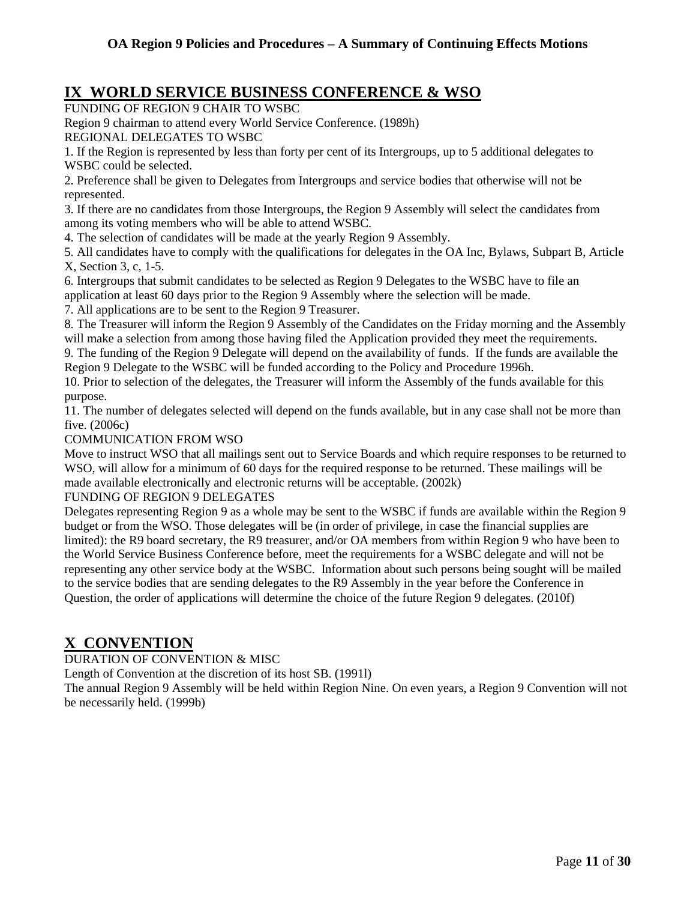## IX WORLD SERVICE BUSINESS CONFERENCE & WSO

FUNDING OF REGION 9 CHAIR TO WSBC

Region 9 chairman to attend every World Service Conference. (1989h)

REGIONAL DELEGATES TO WSBC

1. If the Region is represented by less than forty per cent of its Intergroups, up to 5 additional delegates to WSBC could be selected.
2. Preference shall be given to Delegates from Intergroups and service bodies that otherwise will not be represented.
3. If there are no candidates from those Intergroups, the Region 9 Assembly will select the candidates from among its voting members who will be able to attend WSBC.
4. The selection of candidates will be made at the yearly Region 9 Assembly.
5. All candidates have to comply with the qualifications for delegates in the OA Inc, Bylaws, Subpart B, Article X, Section 3, c, 1-5.
6. Intergroups that submit candidates to be selected as Region 9 Delegates to the WSBC have to file an application at least 60 days prior to the Region 9 Assembly where the selection will be made.
7. All applications are to be sent to the Region 9 Treasurer.
8. The Treasurer will inform the Region 9 Assembly of the Candidates on the Friday morning and the Assembly will make a selection from among those having filed the Application provided they meet the requirements.
9. The funding of the Region 9 Delegate will depend on the availability of funds. If the funds are available the Region 9 Delegate to the WSBC will be funded according to the Policy and Procedure 1996h.
10. Prior to selection of the delegates, the Treasurer will inform the Assembly of the funds available for this purpose.
11. The number of delegates selected will depend on the funds available, but in any case shall not be more than five. (2006c)

COMMUNICATION FROM WSO

Move to instruct WSO that all mailings sent out to Service Boards and which require responses to be returned to WSO, will allow for a minimum of 60 days for the required response to be returned. These mailings will be made available electronically and electronic returns will be acceptable. (2002k)

FUNDING OF REGION 9 DELEGATES

Delegates representing Region 9 as a whole may be sent to the WSBC if funds are available within the Region 9 budget or from the WSO. Those delegates will be (in order of privilege, in case the financial supplies are limited): the R9 board secretary, the R9 treasurer, and/or OA members from within Region 9 who have been to the World Service Business Conference before, meet the requirements for a WSBC delegate and will not be representing any other service body at the WSBC. Information about such persons being sought will be mailed to the service bodies that are sending delegates to the R9 Assembly in the year before the Conference in Question, the order of applications will determine the choice of the future Region 9 delegates. (2010f)

## X CONVENTION

DURATION OF CONVENTION & MISC

Length of Convention at the discretion of its host SB. (1991l)

The annual Region 9 Assembly will be held within Region Nine. On even years, a Region 9 Convention will not be necessarily held. (1999b)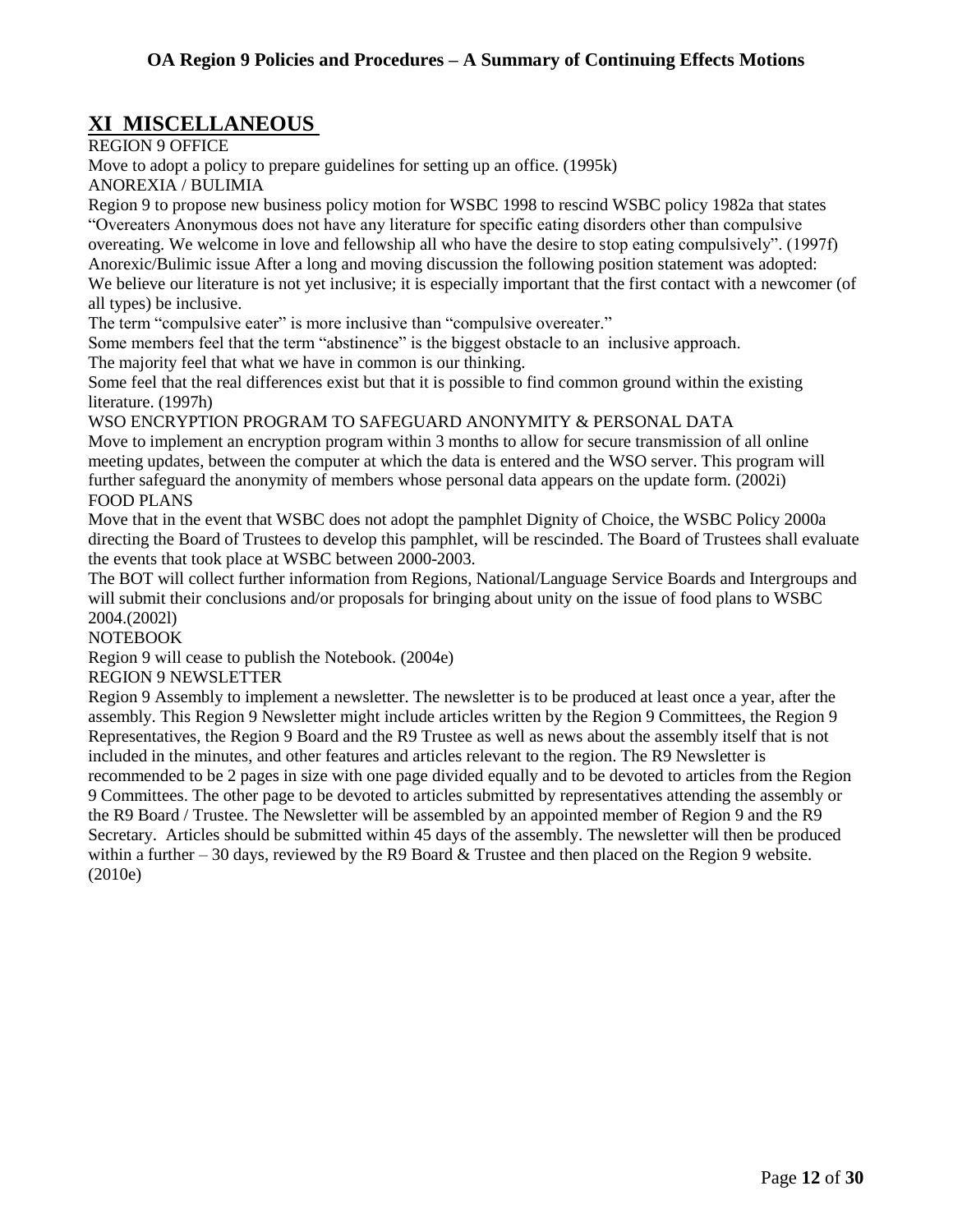## XI MISCELLANEOUS

REGION 9 OFFICE

Move to adopt a policy to prepare guidelines for setting up an office. (1995k)

ANOREXIA / BULIMIA

Region 9 to propose new business policy motion for WSBC 1998 to rescind WSBC policy 1982a that states "Overeaters Anonymous does not have any literature for specific eating disorders other than compulsive overeating. We welcome in love and fellowship all who have the desire to stop eating compulsively". (1997f)

Anorexic/Bulimic issue After a long and moving discussion the following position statement was adopted:

We believe our literature is not yet inclusive; it is especially important that the first contact with a newcomer (of all types) be inclusive.

The term "compulsive eater" is more inclusive than "compulsive overeater."

Some members feel that the term "abstinence" is the biggest obstacle to an inclusive approach.

The majority feel that what we have in common is our thinking.

Some feel that the real differences exist but that it is possible to find common ground within the existing literature. (1997h)

WSO ENCRYPTION PROGRAM TO SAFEGUARD ANONYMITY & PERSONAL DATA

Move to implement an encryption program within 3 months to allow for secure transmission of all online meeting updates, between the computer at which the data is entered and the WSO server. This program will further safeguard the anonymity of members whose personal data appears on the update form. (2002i)

FOOD PLANS

Move that in the event that WSBC does not adopt the pamphlet Dignity of Choice, the WSBC Policy 2000a directing the Board of Trustees to develop this pamphlet, will be rescinded. The Board of Trustees shall evaluate the events that took place at WSBC between 2000-2003.

The BOT will collect further information from Regions, National/Language Service Boards and Intergroups and will submit their conclusions and/or proposals for bringing about unity on the issue of food plans to WSBC 2004.(2002l)

NOTEBOOK

Region 9 will cease to publish the Notebook. (2004e)

REGION 9 NEWSLETTER

Region 9 Assembly to implement a newsletter. The newsletter is to be produced at least once a year, after the assembly. This Region 9 Newsletter might include articles written by the Region 9 Committees, the Region 9 Representatives, the Region 9 Board and the R9 Trustee as well as news about the assembly itself that is not included in the minutes, and other features and articles relevant to the region. The R9 Newsletter is recommended to be 2 pages in size with one page divided equally and to be devoted to articles from the Region 9 Committees. The other page to be devoted to articles submitted by representatives attending the assembly or the R9 Board / Trustee. The Newsletter will be assembled by an appointed member of Region 9 and the R9 Secretary. Articles should be submitted within 45 days of the assembly. The newsletter will then be produced within a further – 30 days, reviewed by the R9 Board & Trustee and then placed on the Region 9 website. (2010e)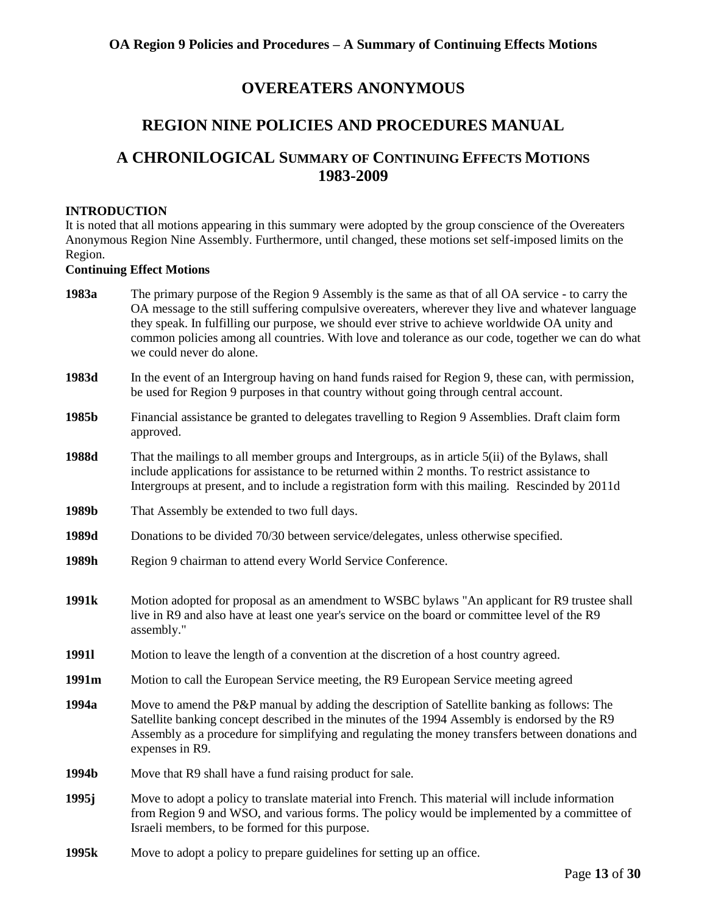# OVEREATERS ANONYMOUS

## REGION NINE POLICIES AND PROCEDURES MANUAL

## A CHRONILOGICAL SUMMARY OF CONTINUING EFFECTS MOTIONS 1983-2009

**INTRODUCTION**

It is noted that all motions appearing in this summary were adopted by the group conscience of the Overeaters Anonymous Region Nine Assembly. Furthermore, until changed, these motions set self-imposed limits on the Region.

**Continuing Effect Motions**

**1983a** The primary purpose of the Region 9 Assembly is the same as that of all OA service - to carry the OA message to the still suffering compulsive overeaters, wherever they live and whatever language they speak. In fulfilling our purpose, we should ever strive to achieve worldwide OA unity and common policies among all countries. With love and tolerance as our code, together we can do what we could never do alone.

**1983d** In the event of an Intergroup having on hand funds raised for Region 9, these can, with permission, be used for Region 9 purposes in that country without going through central account.

**1985b** Financial assistance be granted to delegates travelling to Region 9 Assemblies. Draft claim form approved.

**1988d** That the mailings to all member groups and Intergroups, as in article 5(ii) of the Bylaws, shall include applications for assistance to be returned within 2 months. To restrict assistance to Intergroups at present, and to include a registration form with this mailing. Rescinded by 2011d

**1989b** That Assembly be extended to two full days.

**1989d** Donations to be divided 70/30 between service/delegates, unless otherwise specified.

**1989h** Region 9 chairman to attend every World Service Conference.

**1991k** Motion adopted for proposal as an amendment to WSBC bylaws "An applicant for R9 trustee shall live in R9 and also have at least one year's service on the board or committee level of the R9 assembly."

**1991l** Motion to leave the length of a convention at the discretion of a host country agreed.

**1991m** Motion to call the European Service meeting, the R9 European Service meeting agreed

**1994a** Move to amend the P&P manual by adding the description of Satellite banking as follows: The Satellite banking concept described in the minutes of the 1994 Assembly is endorsed by the R9 Assembly as a procedure for simplifying and regulating the money transfers between donations and expenses in R9.

**1994b** Move that R9 shall have a fund raising product for sale.

**1995j** Move to adopt a policy to translate material into French. This material will include information from Region 9 and WSO, and various forms. The policy would be implemented by a committee of Israeli members, to be formed for this purpose.

**1995k** Move to adopt a policy to prepare guidelines for setting up an office.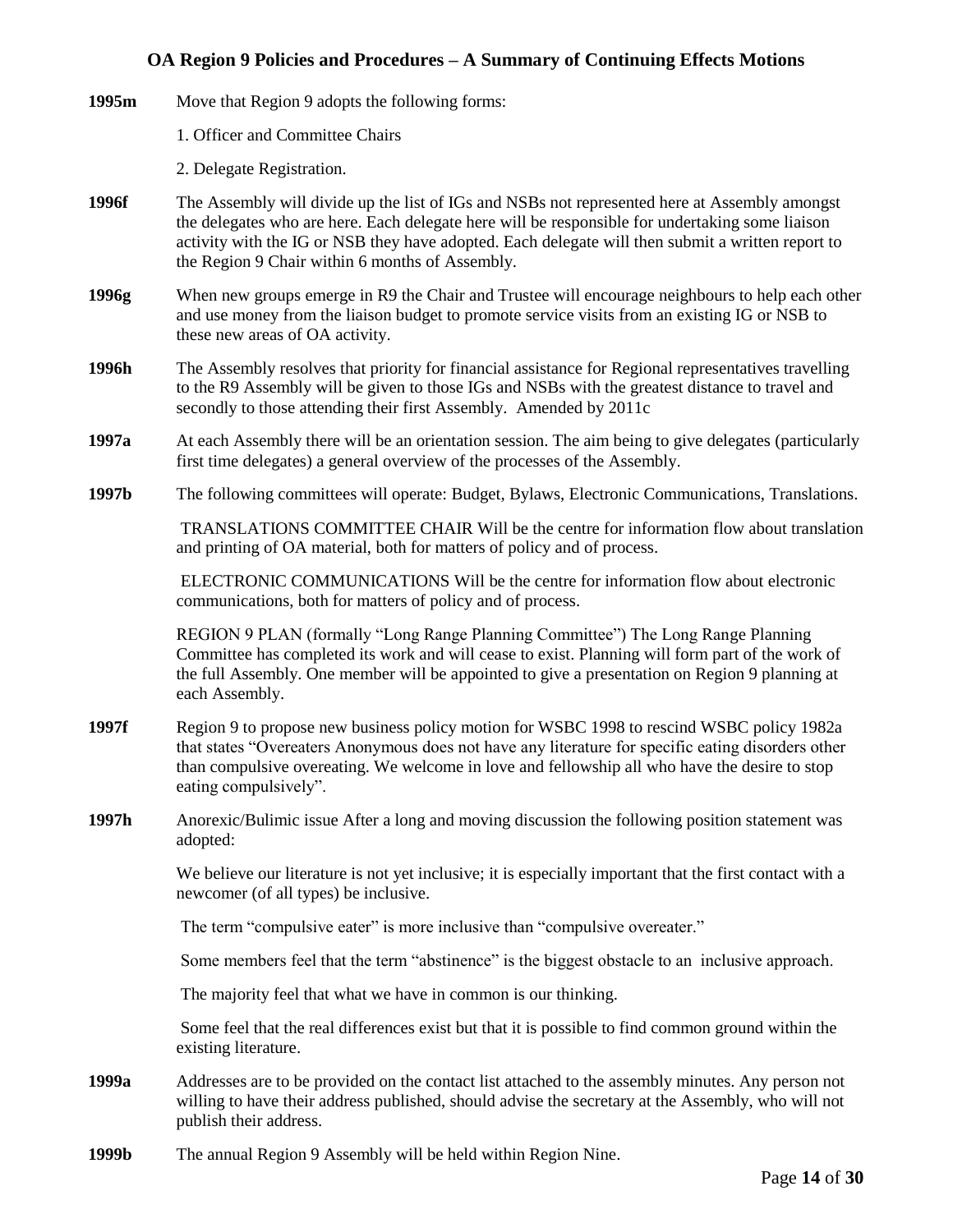## OA Region 9 Policies and Procedures – A Summary of Continuing Effects Motions

**1995m** Move that Region 9 adopts the following forms:

1. Officer and Committee Chairs
2. Delegate Registration.

**1996f** The Assembly will divide up the list of IGs and NSBs not represented here at Assembly amongst the delegates who are here. Each delegate here will be responsible for undertaking some liaison activity with the IG or NSB they have adopted. Each delegate will then submit a written report to the Region 9 Chair within 6 months of Assembly.

**1996g** When new groups emerge in R9 the Chair and Trustee will encourage neighbours to help each other and use money from the liaison budget to promote service visits from an existing IG or NSB to these new areas of OA activity.

**1996h** The Assembly resolves that priority for financial assistance for Regional representatives travelling to the R9 Assembly will be given to those IGs and NSBs with the greatest distance to travel and secondly to those attending their first Assembly. Amended by 2011c

**1997a** At each Assembly there will be an orientation session. The aim being to give delegates (particularly first time delegates) a general overview of the processes of the Assembly.

**1997b** The following committees will operate: Budget, Bylaws, Electronic Communications, Translations.

TRANSLATIONS COMMITTEE CHAIR Will be the centre for information flow about translation and printing of OA material, both for matters of policy and of process.

ELECTRONIC COMMUNICATIONS Will be the centre for information flow about electronic communications, both for matters of policy and of process.

REGION 9 PLAN (formally "Long Range Planning Committee") The Long Range Planning Committee has completed its work and will cease to exist. Planning will form part of the work of the full Assembly. One member will be appointed to give a presentation on Region 9 planning at each Assembly.

**1997f** Region 9 to propose new business policy motion for WSBC 1998 to rescind WSBC policy 1982a that states "Overeaters Anonymous does not have any literature for specific eating disorders other than compulsive overeating. We welcome in love and fellowship all who have the desire to stop eating compulsively".

**1997h** Anorexic/Bulimic issue After a long and moving discussion the following position statement was adopted:

We believe our literature is not yet inclusive; it is especially important that the first contact with a newcomer (of all types) be inclusive.

The term "compulsive eater" is more inclusive than "compulsive overeater."

Some members feel that the term "abstinence" is the biggest obstacle to an inclusive approach.

The majority feel that what we have in common is our thinking.

Some feel that the real differences exist but that it is possible to find common ground within the existing literature.

**1999a** Addresses are to be provided on the contact list attached to the assembly minutes. Any person not willing to have their address published, should advise the secretary at the Assembly, who will not publish their address.

**1999b** The annual Region 9 Assembly will be held within Region Nine.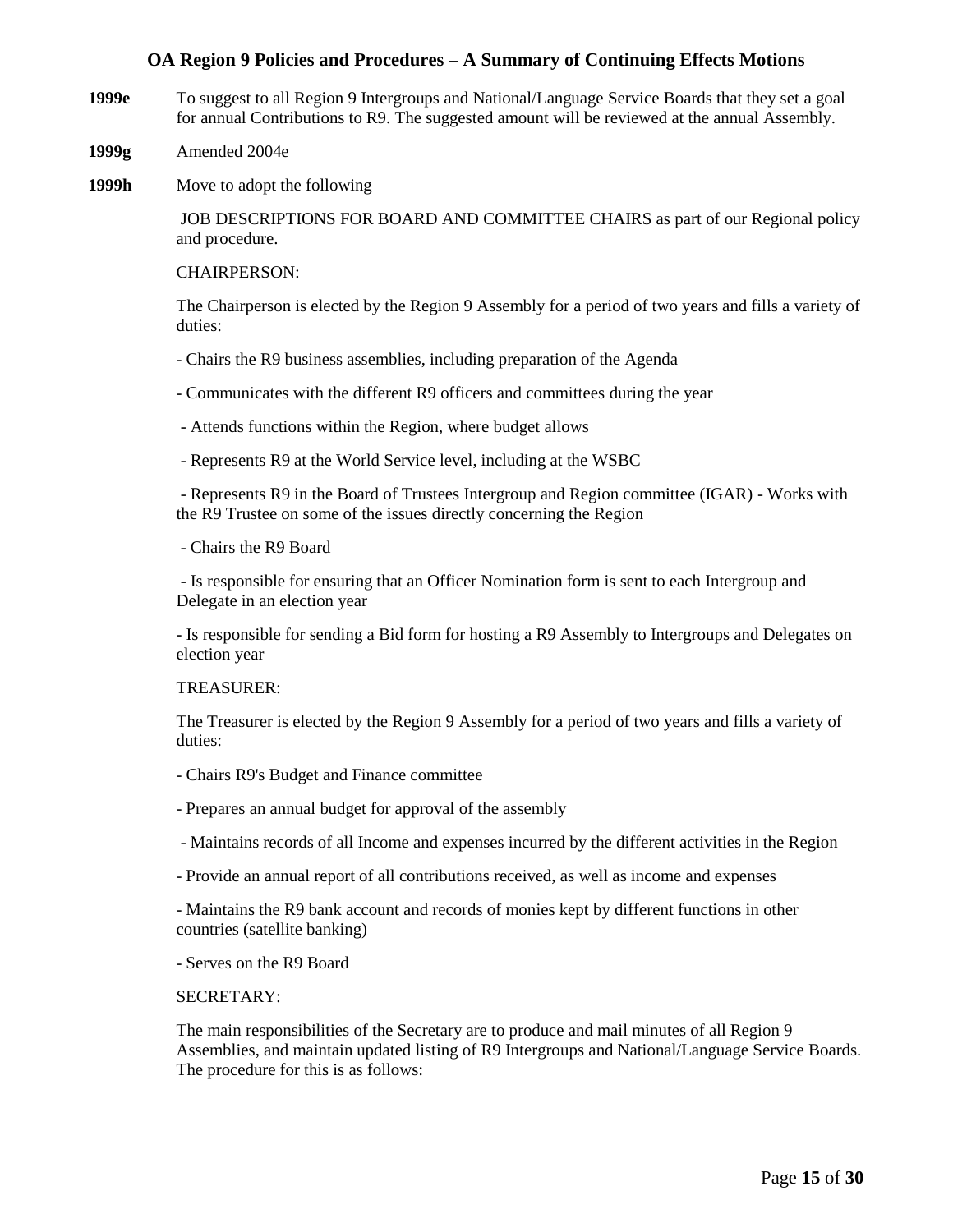## OA Region 9 Policies and Procedures – A Summary of Continuing Effects Motions

**1999e** To suggest to all Region 9 Intergroups and National/Language Service Boards that they set a goal for annual Contributions to R9. The suggested amount will be reviewed at the annual Assembly.

**1999g** Amended 2004e

**1999h** Move to adopt the following

JOB DESCRIPTIONS FOR BOARD AND COMMITTEE CHAIRS as part of our Regional policy and procedure.

CHAIRPERSON:

The Chairperson is elected by the Region 9 Assembly for a period of two years and fills a variety of duties:

- Chairs the R9 business assemblies, including preparation of the Agenda
- Communicates with the different R9 officers and committees during the year
- Attends functions within the Region, where budget allows
- Represents R9 at the World Service level, including at the WSBC
- Represents R9 in the Board of Trustees Intergroup and Region committee (IGAR) - Works with the R9 Trustee on some of the issues directly concerning the Region
- Chairs the R9 Board
- Is responsible for ensuring that an Officer Nomination form is sent to each Intergroup and Delegate in an election year
- Is responsible for sending a Bid form for hosting a R9 Assembly to Intergroups and Delegates on election year

TREASURER:

The Treasurer is elected by the Region 9 Assembly for a period of two years and fills a variety of duties:

- Chairs R9's Budget and Finance committee
- Prepares an annual budget for approval of the assembly
- Maintains records of all Income and expenses incurred by the different activities in the Region
- Provide an annual report of all contributions received, as well as income and expenses
- Maintains the R9 bank account and records of monies kept by different functions in other countries (satellite banking)
- Serves on the R9 Board

SECRETARY:

The main responsibilities of the Secretary are to produce and mail minutes of all Region 9 Assemblies, and maintain updated listing of R9 Intergroups and National/Language Service Boards. The procedure for this is as follows: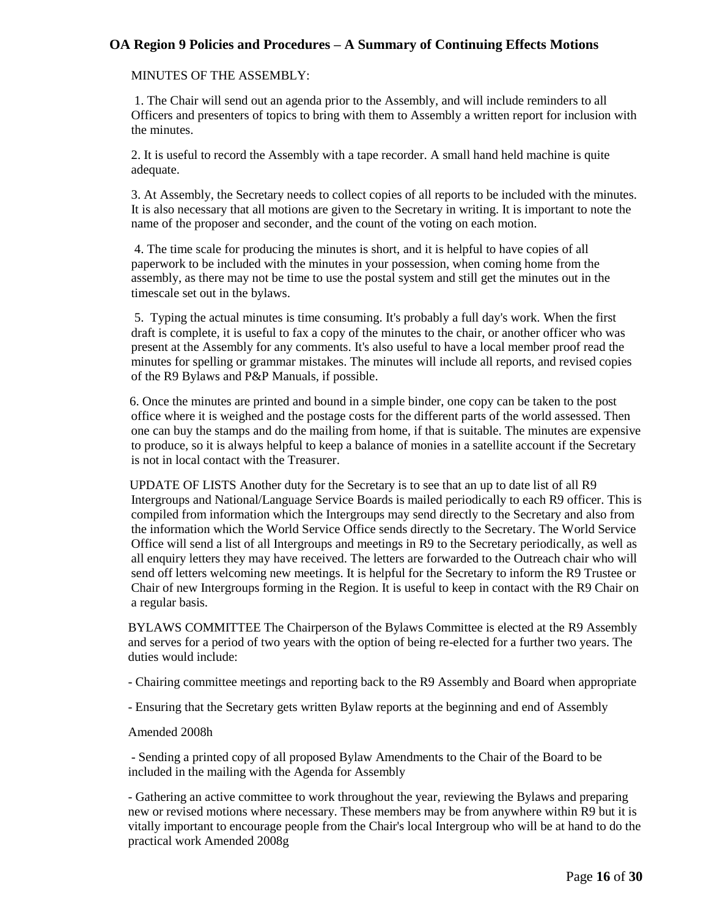MINUTES OF THE ASSEMBLY:

1. The Chair will send out an agenda prior to the Assembly, and will include reminders to all Officers and presenters of topics to bring with them to Assembly a written report for inclusion with the minutes.

2. It is useful to record the Assembly with a tape recorder. A small hand held machine is quite adequate.

3. At Assembly, the Secretary needs to collect copies of all reports to be included with the minutes. It is also necessary that all motions are given to the Secretary in writing. It is important to note the name of the proposer and seconder, and the count of the voting on each motion.

4. The time scale for producing the minutes is short, and it is helpful to have copies of all paperwork to be included with the minutes in your possession, when coming home from the assembly, as there may not be time to use the postal system and still get the minutes out in the timescale set out in the bylaws.

5. Typing the actual minutes is time consuming. It's probably a full day's work. When the first draft is complete, it is useful to fax a copy of the minutes to the chair, or another officer who was present at the Assembly for any comments. It's also useful to have a local member proof read the minutes for spelling or grammar mistakes. The minutes will include all reports, and revised copies of the R9 Bylaws and P&P Manuals, if possible.

6. Once the minutes are printed and bound in a simple binder, one copy can be taken to the post office where it is weighed and the postage costs for the different parts of the world assessed. Then one can buy the stamps and do the mailing from home, if that is suitable. The minutes are expensive to produce, so it is always helpful to keep a balance of monies in a satellite account if the Secretary is not in local contact with the Treasurer.

UPDATE OF LISTS Another duty for the Secretary is to see that an up to date list of all R9 Intergroups and National/Language Service Boards is mailed periodically to each R9 officer. This is compiled from information which the Intergroups may send directly to the Secretary and also from the information which the World Service Office sends directly to the Secretary. The World Service Office will send a list of all Intergroups and meetings in R9 to the Secretary periodically, as well as all enquiry letters they may have received. The letters are forwarded to the Outreach chair who will send off letters welcoming new meetings. It is helpful for the Secretary to inform the R9 Trustee or Chair of new Intergroups forming in the Region. It is useful to keep in contact with the R9 Chair on a regular basis.

BYLAWS COMMITTEE The Chairperson of the Bylaws Committee is elected at the R9 Assembly and serves for a period of two years with the option of being re-elected for a further two years. The duties would include:

- Chairing committee meetings and reporting back to the R9 Assembly and Board when appropriate

- Ensuring that the Secretary gets written Bylaw reports at the beginning and end of Assembly

Amended 2008h

- Sending a printed copy of all proposed Bylaw Amendments to the Chair of the Board to be included in the mailing with the Agenda for Assembly

- Gathering an active committee to work throughout the year, reviewing the Bylaws and preparing new or revised motions where necessary. These members may be from anywhere within R9 but it is vitally important to encourage people from the Chair's local Intergroup who will be at hand to do the practical work Amended 2008g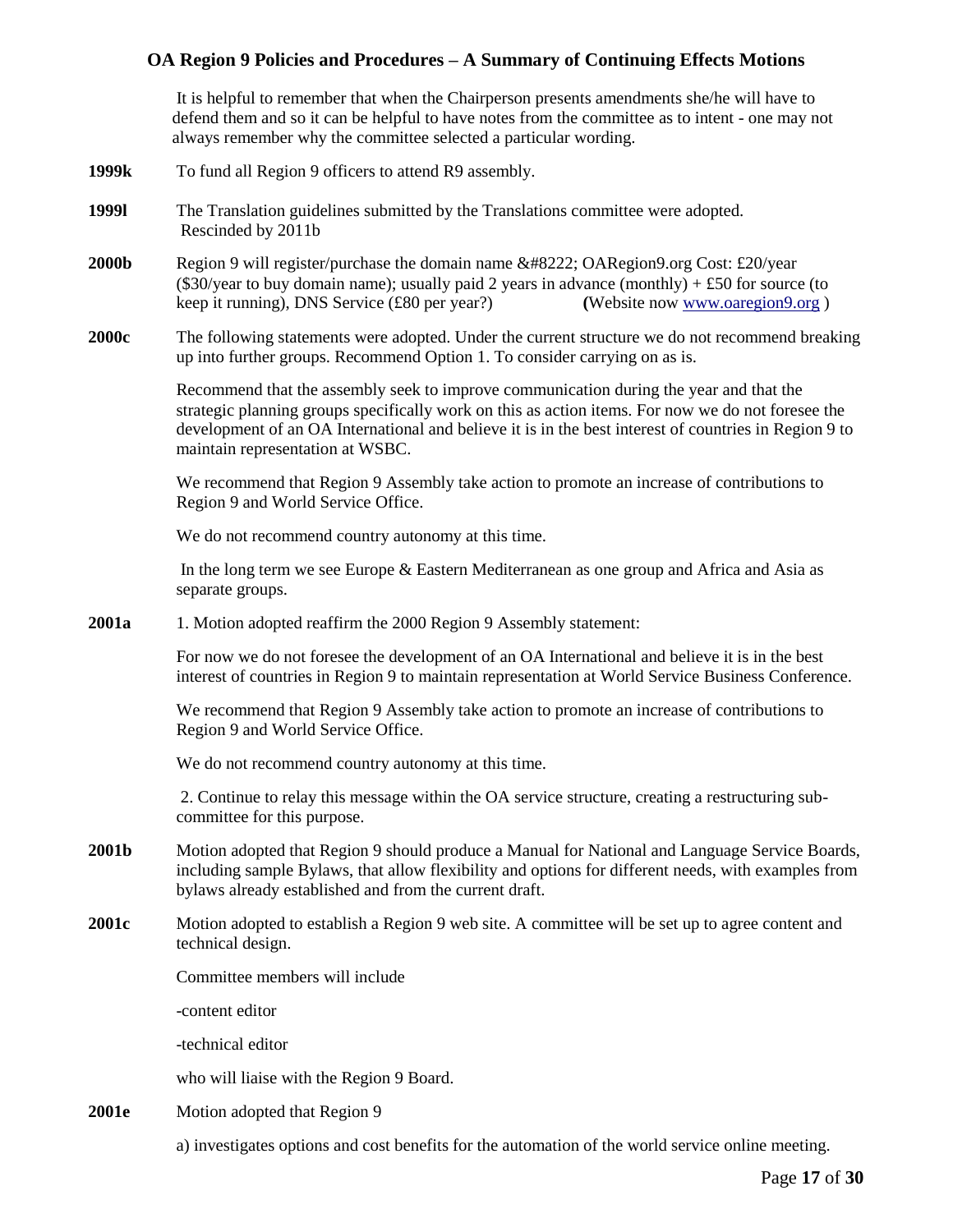It is helpful to remember that when the Chairperson presents amendments she/he will have to defend them and so it can be helpful to have notes from the committee as to intent - one may not always remember why the committee selected a particular wording.

**1999k** To fund all Region 9 officers to attend R9 assembly.

**1999l** The Translation guidelines submitted by the Translations committee were adopted. Rescinded by 2011b

**2000b** Region 9 will register/purchase the domain name &#8222; OARegion9.org Cost: £20/year ($30/year to buy domain name); usually paid 2 years in advance (monthly) + £50 for source (to keep it running), DNS Service (£80 per year?) **(**Website now www.oaregion9.org )

**2000c** The following statements were adopted. Under the current structure we do not recommend breaking up into further groups. Recommend Option 1. To consider carrying on as is.

Recommend that the assembly seek to improve communication during the year and that the strategic planning groups specifically work on this as action items. For now we do not foresee the development of an OA International and believe it is in the best interest of countries in Region 9 to maintain representation at WSBC.

We recommend that Region 9 Assembly take action to promote an increase of contributions to Region 9 and World Service Office.

We do not recommend country autonomy at this time.

In the long term we see Europe & Eastern Mediterranean as one group and Africa and Asia as separate groups.

**2001a** 1. Motion adopted reaffirm the 2000 Region 9 Assembly statement:

For now we do not foresee the development of an OA International and believe it is in the best interest of countries in Region 9 to maintain representation at World Service Business Conference.

We recommend that Region 9 Assembly take action to promote an increase of contributions to Region 9 and World Service Office.

We do not recommend country autonomy at this time.

2. Continue to relay this message within the OA service structure, creating a restructuring sub-committee for this purpose.

**2001b** Motion adopted that Region 9 should produce a Manual for National and Language Service Boards, including sample Bylaws, that allow flexibility and options for different needs, with examples from bylaws already established and from the current draft.

**2001c** Motion adopted to establish a Region 9 web site. A committee will be set up to agree content and technical design.

Committee members will include

-content editor

-technical editor

who will liaise with the Region 9 Board.

**2001e** Motion adopted that Region 9

a) investigates options and cost benefits for the automation of the world service online meeting.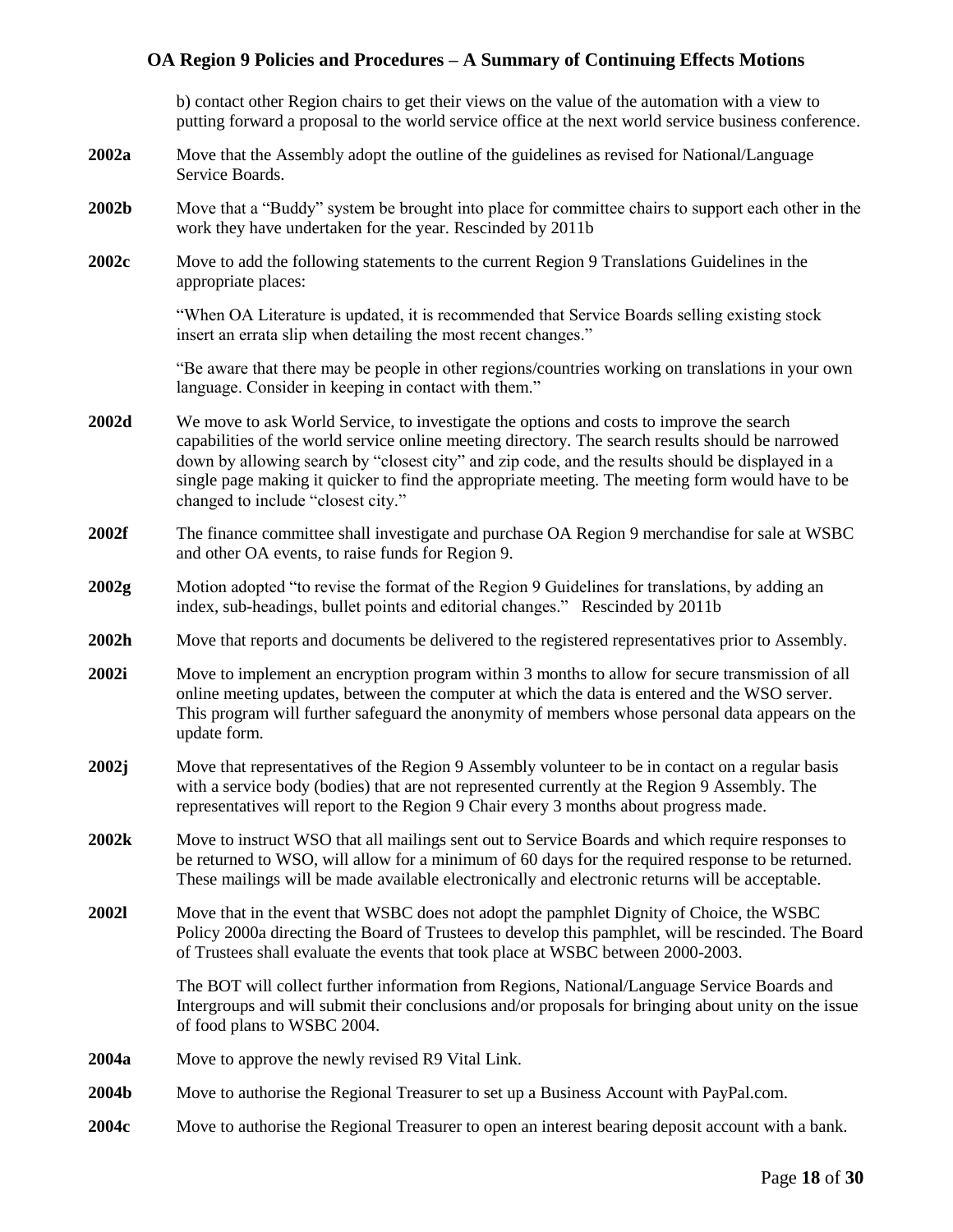b) contact other Region chairs to get their views on the value of the automation with a view to putting forward a proposal to the world service office at the next world service business conference.

**2002a** Move that the Assembly adopt the outline of the guidelines as revised for National/Language Service Boards.

**2002b** Move that a "Buddy" system be brought into place for committee chairs to support each other in the work they have undertaken for the year. Rescinded by 2011b

**2002c** Move to add the following statements to the current Region 9 Translations Guidelines in the appropriate places:

"When OA Literature is updated, it is recommended that Service Boards selling existing stock insert an errata slip when detailing the most recent changes."

"Be aware that there may be people in other regions/countries working on translations in your own language. Consider in keeping in contact with them."

**2002d** We move to ask World Service, to investigate the options and costs to improve the search capabilities of the world service online meeting directory. The search results should be narrowed down by allowing search by "closest city" and zip code, and the results should be displayed in a single page making it quicker to find the appropriate meeting. The meeting form would have to be changed to include "closest city."

**2002f** The finance committee shall investigate and purchase OA Region 9 merchandise for sale at WSBC and other OA events, to raise funds for Region 9.

**2002g** Motion adopted "to revise the format of the Region 9 Guidelines for translations, by adding an index, sub-headings, bullet points and editorial changes." Rescinded by 2011b

**2002h** Move that reports and documents be delivered to the registered representatives prior to Assembly.

**2002i** Move to implement an encryption program within 3 months to allow for secure transmission of all online meeting updates, between the computer at which the data is entered and the WSO server. This program will further safeguard the anonymity of members whose personal data appears on the update form.

**2002j** Move that representatives of the Region 9 Assembly volunteer to be in contact on a regular basis with a service body (bodies) that are not represented currently at the Region 9 Assembly. The representatives will report to the Region 9 Chair every 3 months about progress made.

**2002k** Move to instruct WSO that all mailings sent out to Service Boards and which require responses to be returned to WSO, will allow for a minimum of 60 days for the required response to be returned. These mailings will be made available electronically and electronic returns will be acceptable.

**2002l** Move that in the event that WSBC does not adopt the pamphlet Dignity of Choice, the WSBC Policy 2000a directing the Board of Trustees to develop this pamphlet, will be rescinded. The Board of Trustees shall evaluate the events that took place at WSBC between 2000-2003.

The BOT will collect further information from Regions, National/Language Service Boards and Intergroups and will submit their conclusions and/or proposals for bringing about unity on the issue of food plans to WSBC 2004.

**2004a** Move to approve the newly revised R9 Vital Link.

**2004b** Move to authorise the Regional Treasurer to set up a Business Account with PayPal.com.

**2004c** Move to authorise the Regional Treasurer to open an interest bearing deposit account with a bank.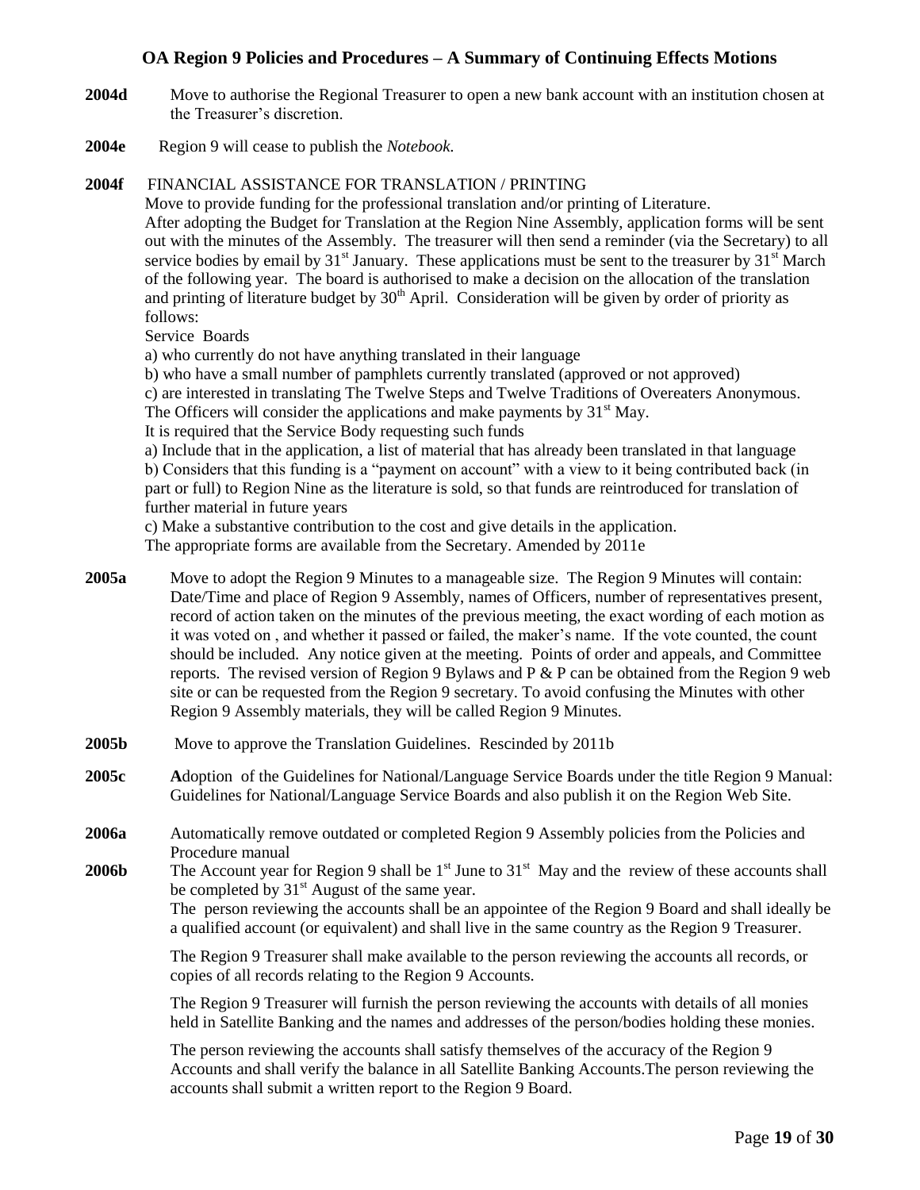## OA Region 9 Policies and Procedures – A Summary of Continuing Effects Motions

**2004d** Move to authorise the Regional Treasurer to open a new bank account with an institution chosen at the Treasurer's discretion.

**2004e** Region 9 will cease to publish the *Notebook.*

**2004f** FINANCIAL ASSISTANCE FOR TRANSLATION / PRINTING
Move to provide funding for the professional translation and/or printing of Literature.
After adopting the Budget for Translation at the Region Nine Assembly, application forms will be sent out with the minutes of the Assembly. The treasurer will then send a reminder (via the Secretary) to all service bodies by email by 31st January. These applications must be sent to the treasurer by 31st March of the following year. The board is authorised to make a decision on the allocation of the translation and printing of literature budget by 30th April. Consideration will be given by order of priority as follows:
Service Boards
a) who currently do not have anything translated in their language
b) who have a small number of pamphlets currently translated (approved or not approved)
c) are interested in translating The Twelve Steps and Twelve Traditions of Overeaters Anonymous.
The Officers will consider the applications and make payments by 31st May.
It is required that the Service Body requesting such funds
a) Include that in the application, a list of material that has already been translated in that language
b) Considers that this funding is a "payment on account" with a view to it being contributed back (in part or full) to Region Nine as the literature is sold, so that funds are reintroduced for translation of further material in future years
c) Make a substantive contribution to the cost and give details in the application.
The appropriate forms are available from the Secretary. Amended by 2011e

**2005a** Move to adopt the Region 9 Minutes to a manageable size. The Region 9 Minutes will contain: Date/Time and place of Region 9 Assembly, names of Officers, number of representatives present, record of action taken on the minutes of the previous meeting, the exact wording of each motion as it was voted on , and whether it passed or failed, the maker's name. If the vote counted, the count should be included. Any notice given at the meeting. Points of order and appeals, and Committee reports. The revised version of Region 9 Bylaws and P & P can be obtained from the Region 9 web site or can be requested from the Region 9 secretary. To avoid confusing the Minutes with other Region 9 Assembly materials, they will be called Region 9 Minutes.

**2005b** Move to approve the Translation Guidelines. Rescinded by 2011b

**2005c** **A**doption of the Guidelines for National/Language Service Boards under the title Region 9 Manual: Guidelines for National/Language Service Boards and also publish it on the Region Web Site.

**2006a** Automatically remove outdated or completed Region 9 Assembly policies from the Policies and Procedure manual

**2006b** The Account year for Region 9 shall be 1st June to 31st May and the review of these accounts shall be completed by 31st August of the same year.
The person reviewing the accounts shall be an appointee of the Region 9 Board and shall ideally be a qualified account (or equivalent) and shall live in the same country as the Region 9 Treasurer.

The Region 9 Treasurer shall make available to the person reviewing the accounts all records, or copies of all records relating to the Region 9 Accounts.

The Region 9 Treasurer will furnish the person reviewing the accounts with details of all monies held in Satellite Banking and the names and addresses of the person/bodies holding these monies.

The person reviewing the accounts shall satisfy themselves of the accuracy of the Region 9 Accounts and shall verify the balance in all Satellite Banking Accounts.The person reviewing the accounts shall submit a written report to the Region 9 Board.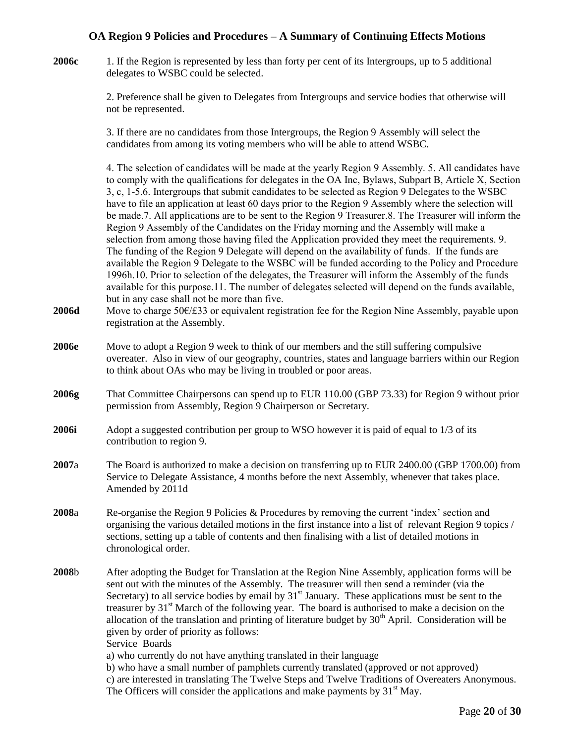**OA Region 9 Policies and Procedures – A Summary of Continuing Effects Motions**

**2006c** 1. If the Region is represented by less than forty per cent of its Intergroups, up to 5 additional delegates to WSBC could be selected.

2. Preference shall be given to Delegates from Intergroups and service bodies that otherwise will not be represented.

3. If there are no candidates from those Intergroups, the Region 9 Assembly will select the candidates from among its voting members who will be able to attend WSBC.

4. The selection of candidates will be made at the yearly Region 9 Assembly. 5. All candidates have to comply with the qualifications for delegates in the OA Inc, Bylaws, Subpart B, Article X, Section 3, c, 1-5.6. Intergroups that submit candidates to be selected as Region 9 Delegates to the WSBC have to file an application at least 60 days prior to the Region 9 Assembly where the selection will be made.7. All applications are to be sent to the Region 9 Treasurer.8. The Treasurer will inform the Region 9 Assembly of the Candidates on the Friday morning and the Assembly will make a selection from among those having filed the Application provided they meet the requirements. 9. The funding of the Region 9 Delegate will depend on the availability of funds. If the funds are available the Region 9 Delegate to the WSBC will be funded according to the Policy and Procedure 1996h.10. Prior to selection of the delegates, the Treasurer will inform the Assembly of the funds available for this purpose.11. The number of delegates selected will depend on the funds available, but in any case shall not be more than five.

**2006d** Move to charge 50€/£33 or equivalent registration fee for the Region Nine Assembly, payable upon registration at the Assembly.

**2006e** Move to adopt a Region 9 week to think of our members and the still suffering compulsive overeater. Also in view of our geography, countries, states and language barriers within our Region to think about OAs who may be living in troubled or poor areas.

**2006g** That Committee Chairpersons can spend up to EUR 110.00 (GBP 73.33) for Region 9 without prior permission from Assembly, Region 9 Chairperson or Secretary.

**2006i** Adopt a suggested contribution per group to WSO however it is paid of equal to 1/3 of its contribution to region 9.

**2007**a The Board is authorized to make a decision on transferring up to EUR 2400.00 (GBP 1700.00) from Service to Delegate Assistance, 4 months before the next Assembly, whenever that takes place. Amended by 2011d

**2008**a Re-organise the Region 9 Policies & Procedures by removing the current 'index' section and organising the various detailed motions in the first instance into a list of relevant Region 9 topics / sections, setting up a table of contents and then finalising with a list of detailed motions in chronological order.

**2008**b After adopting the Budget for Translation at the Region Nine Assembly, application forms will be sent out with the minutes of the Assembly. The treasurer will then send a reminder (via the Secretary) to all service bodies by email by 31st January. These applications must be sent to the treasurer by 31st March of the following year. The board is authorised to make a decision on the allocation of the translation and printing of literature budget by 30th April. Consideration will be given by order of priority as follows:
Service Boards
a) who currently do not have anything translated in their language
b) who have a small number of pamphlets currently translated (approved or not approved)
c) are interested in translating The Twelve Steps and Twelve Traditions of Overeaters Anonymous.
The Officers will consider the applications and make payments by 31st May.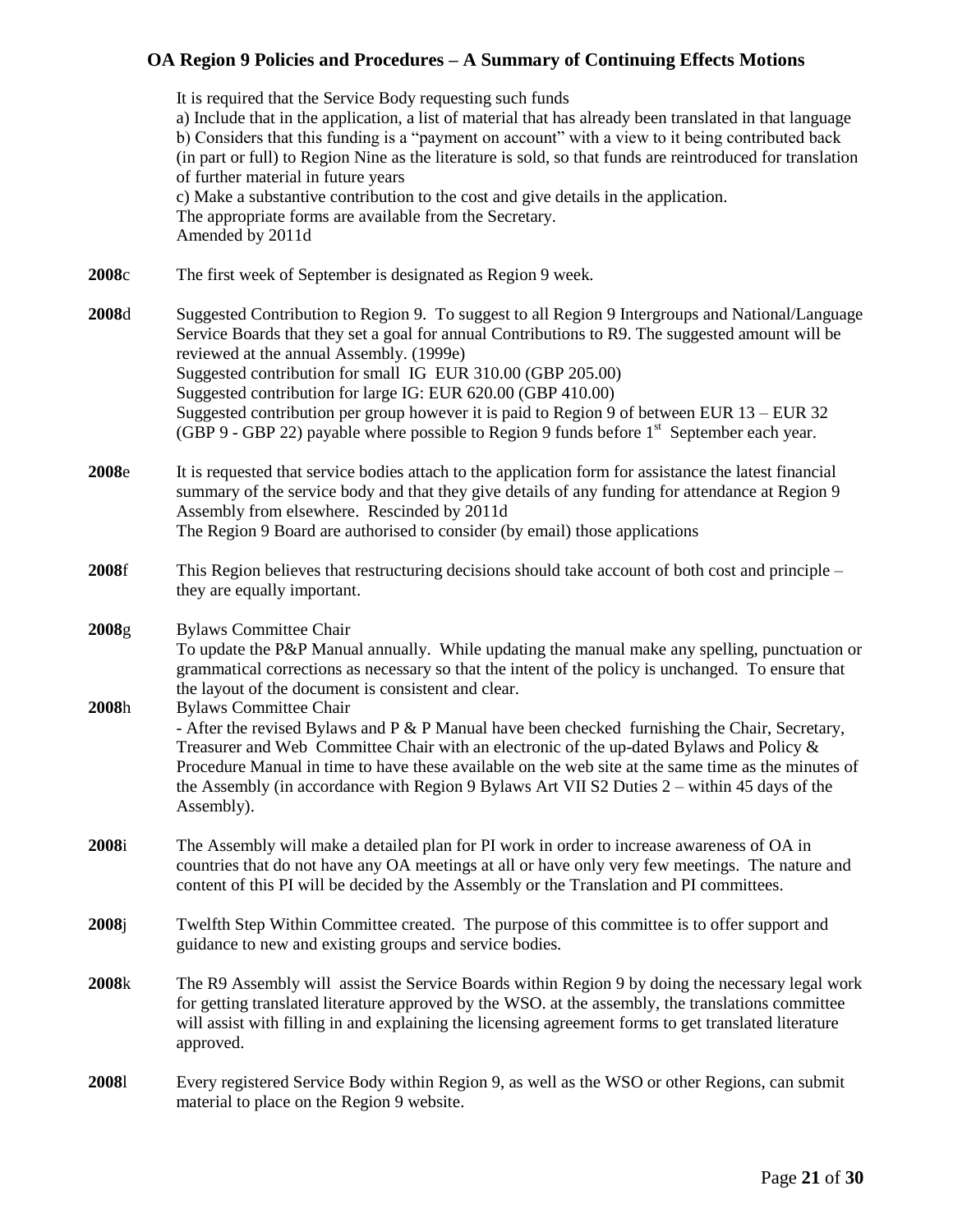It is required that the Service Body requesting such funds

a) Include that in the application, a list of material that has already been translated in that language

b) Considers that this funding is a "payment on account" with a view to it being contributed back (in part or full) to Region Nine as the literature is sold, so that funds are reintroduced for translation of further material in future years

c) Make a substantive contribution to the cost and give details in the application.

The appropriate forms are available from the Secretary.

Amended by 2011d

**2008**c The first week of September is designated as Region 9 week.

**2008**d Suggested Contribution to Region 9. To suggest to all Region 9 Intergroups and National/Language Service Boards that they set a goal for annual Contributions to R9. The suggested amount will be reviewed at the annual Assembly. (1999e)

Suggested contribution for small IG EUR 310.00 (GBP 205.00)

Suggested contribution for large IG: EUR 620.00 (GBP 410.00)

Suggested contribution per group however it is paid to Region 9 of between EUR 13 – EUR 32 (GBP 9 - GBP 22) payable where possible to Region 9 funds before 1st September each year.

**2008**e It is requested that service bodies attach to the application form for assistance the latest financial summary of the service body and that they give details of any funding for attendance at Region 9 Assembly from elsewhere. Rescinded by 2011d

The Region 9 Board are authorised to consider (by email) those applications

**2008**f This Region believes that restructuring decisions should take account of both cost and principle – they are equally important.

**2008**g Bylaws Committee Chair

To update the P&P Manual annually. While updating the manual make any spelling, punctuation or grammatical corrections as necessary so that the intent of the policy is unchanged. To ensure that the layout of the document is consistent and clear.

**2008**h Bylaws Committee Chair

- After the revised Bylaws and P & P Manual have been checked furnishing the Chair, Secretary, Treasurer and Web Committee Chair with an electronic of the up-dated Bylaws and Policy & Procedure Manual in time to have these available on the web site at the same time as the minutes of the Assembly (in accordance with Region 9 Bylaws Art VII S2 Duties 2 – within 45 days of the Assembly).

**2008**i The Assembly will make a detailed plan for PI work in order to increase awareness of OA in countries that do not have any OA meetings at all or have only very few meetings. The nature and content of this PI will be decided by the Assembly or the Translation and PI committees.

**2008**j Twelfth Step Within Committee created. The purpose of this committee is to offer support and guidance to new and existing groups and service bodies.

**2008**k The R9 Assembly will assist the Service Boards within Region 9 by doing the necessary legal work for getting translated literature approved by the WSO. at the assembly, the translations committee will assist with filling in and explaining the licensing agreement forms to get translated literature approved.

**2008**l Every registered Service Body within Region 9, as well as the WSO or other Regions, can submit material to place on the Region 9 website.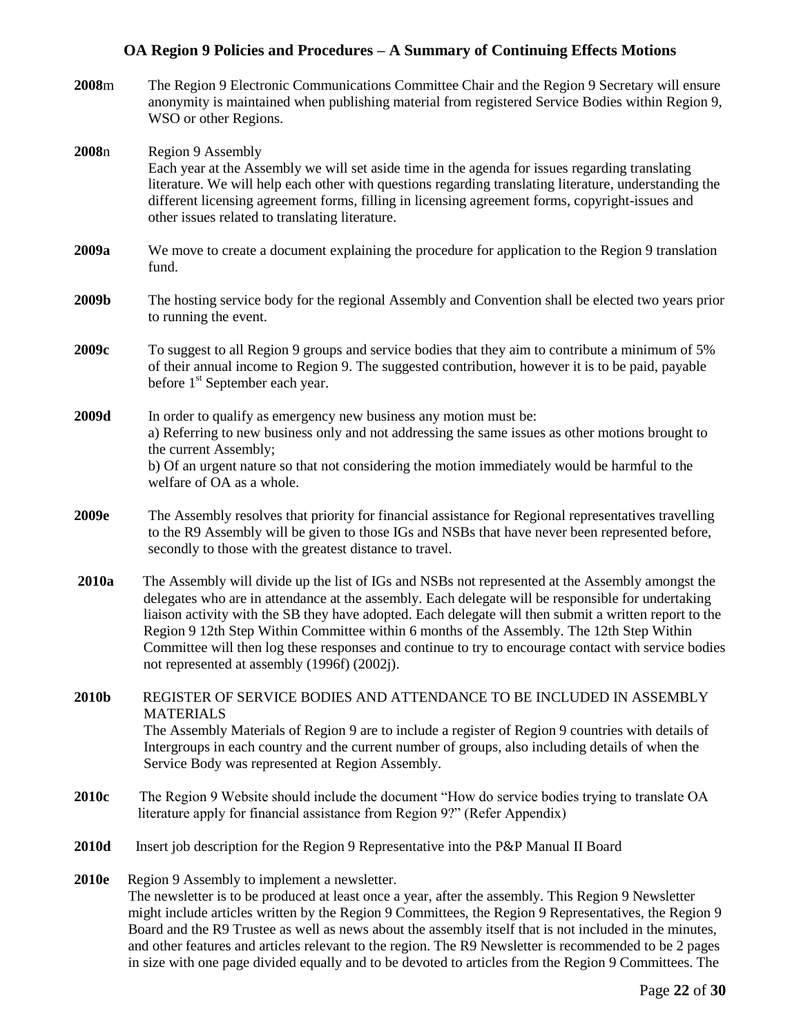# OA Region 9 Policies and Procedures – A Summary of Continuing Effects Motions

**2008**m The Region 9 Electronic Communications Committee Chair and the Region 9 Secretary will ensure anonymity is maintained when publishing material from registered Service Bodies within Region 9, WSO or other Regions.

**2008**n Region 9 Assembly
Each year at the Assembly we will set aside time in the agenda for issues regarding translating literature. We will help each other with questions regarding translating literature, understanding the different licensing agreement forms, filling in licensing agreement forms, copyright-issues and other issues related to translating literature.

**2009a** We move to create a document explaining the procedure for application to the Region 9 translation fund.

**2009b** The hosting service body for the regional Assembly and Convention shall be elected two years prior to running the event.

**2009c** To suggest to all Region 9 groups and service bodies that they aim to contribute a minimum of 5% of their annual income to Region 9. The suggested contribution, however it is to be paid, payable before 1st September each year.

**2009d** In order to qualify as emergency new business any motion must be:
a) Referring to new business only and not addressing the same issues as other motions brought to the current Assembly;
b) Of an urgent nature so that not considering the motion immediately would be harmful to the welfare of OA as a whole.

**2009e** The Assembly resolves that priority for financial assistance for Regional representatives travelling to the R9 Assembly will be given to those IGs and NSBs that have never been represented before, secondly to those with the greatest distance to travel.

**2010a** The Assembly will divide up the list of IGs and NSBs not represented at the Assembly amongst the delegates who are in attendance at the assembly. Each delegate will be responsible for undertaking liaison activity with the SB they have adopted. Each delegate will then submit a written report to the Region 9 12th Step Within Committee within 6 months of the Assembly. The 12th Step Within Committee will then log these responses and continue to try to encourage contact with service bodies not represented at assembly (1996f) (2002j).

**2010b** REGISTER OF SERVICE BODIES AND ATTENDANCE TO BE INCLUDED IN ASSEMBLY MATERIALS
The Assembly Materials of Region 9 are to include a register of Region 9 countries with details of Intergroups in each country and the current number of groups, also including details of when the Service Body was represented at Region Assembly.

**2010c** The Region 9 Website should include the document "How do service bodies trying to translate OA literature apply for financial assistance from Region 9?" (Refer Appendix)

**2010d** Insert job description for the Region 9 Representative into the P&P Manual II Board

**2010e** Region 9 Assembly to implement a newsletter.
The newsletter is to be produced at least once a year, after the assembly. This Region 9 Newsletter might include articles written by the Region 9 Committees, the Region 9 Representatives, the Region 9 Board and the R9 Trustee as well as news about the assembly itself that is not included in the minutes, and other features and articles relevant to the region. The R9 Newsletter is recommended to be 2 pages in size with one page divided equally and to be devoted to articles from the Region 9 Committees. The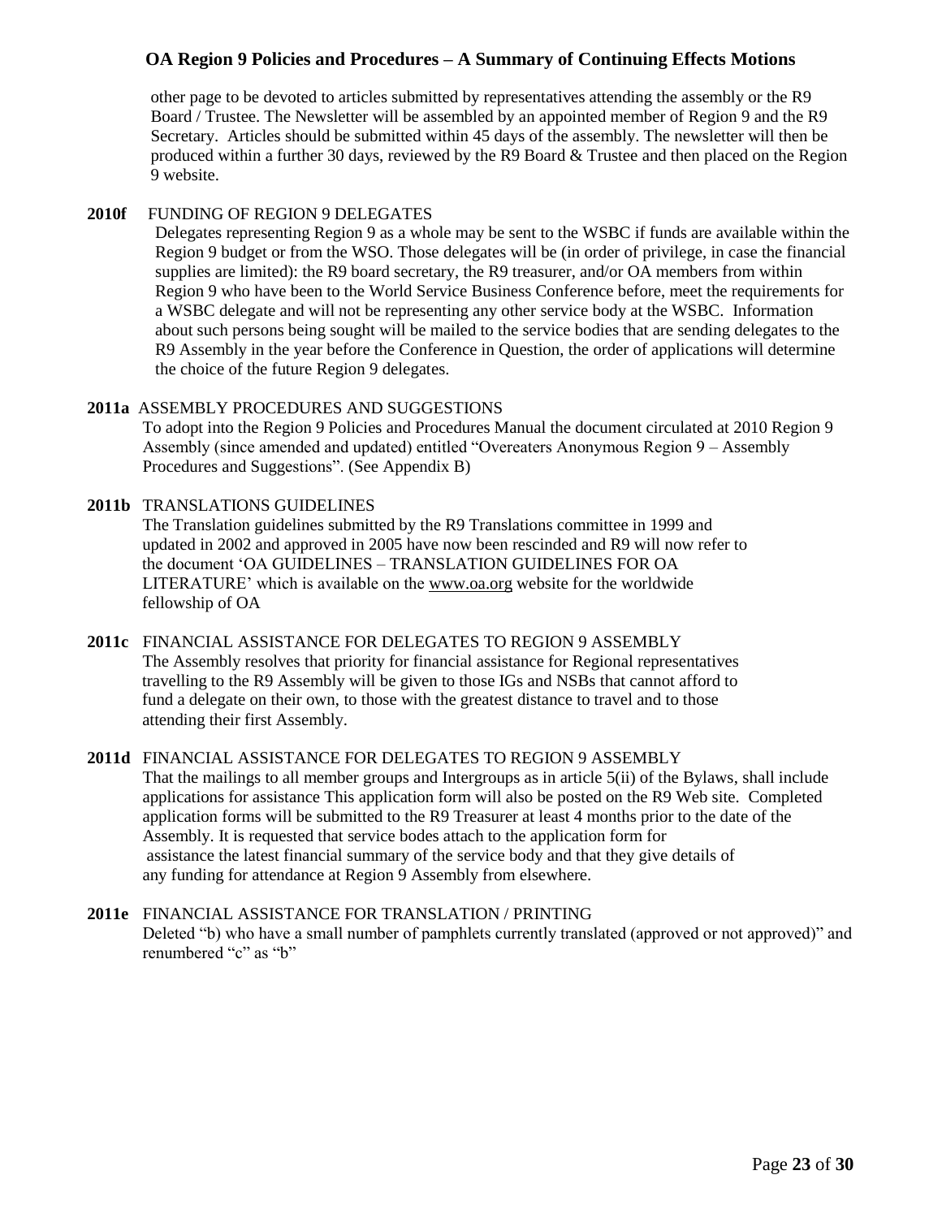other page to be devoted to articles submitted by representatives attending the assembly or the R9 Board / Trustee. The Newsletter will be assembled by an appointed member of Region 9 and the R9 Secretary. Articles should be submitted within 45 days of the assembly. The newsletter will then be produced within a further 30 days, reviewed by the R9 Board & Trustee and then placed on the Region 9 website.

**2010f** FUNDING OF REGION 9 DELEGATES

Delegates representing Region 9 as a whole may be sent to the WSBC if funds are available within the Region 9 budget or from the WSO. Those delegates will be (in order of privilege, in case the financial supplies are limited): the R9 board secretary, the R9 treasurer, and/or OA members from within Region 9 who have been to the World Service Business Conference before, meet the requirements for a WSBC delegate and will not be representing any other service body at the WSBC. Information about such persons being sought will be mailed to the service bodies that are sending delegates to the R9 Assembly in the year before the Conference in Question, the order of applications will determine the choice of the future Region 9 delegates.

**2011a** ASSEMBLY PROCEDURES AND SUGGESTIONS

To adopt into the Region 9 Policies and Procedures Manual the document circulated at 2010 Region 9 Assembly (since amended and updated) entitled "Overeaters Anonymous Region 9 – Assembly Procedures and Suggestions". (See Appendix B)

**2011b** TRANSLATIONS GUIDELINES

The Translation guidelines submitted by the R9 Translations committee in 1999 and updated in 2002 and approved in 2005 have now been rescinded and R9 will now refer to the document 'OA GUIDELINES – TRANSLATION GUIDELINES FOR OA LITERATURE' which is available on the www.oa.org website for the worldwide fellowship of OA

**2011c** FINANCIAL ASSISTANCE FOR DELEGATES TO REGION 9 ASSEMBLY

The Assembly resolves that priority for financial assistance for Regional representatives travelling to the R9 Assembly will be given to those IGs and NSBs that cannot afford to fund a delegate on their own, to those with the greatest distance to travel and to those attending their first Assembly.

**2011d** FINANCIAL ASSISTANCE FOR DELEGATES TO REGION 9 ASSEMBLY

That the mailings to all member groups and Intergroups as in article 5(ii) of the Bylaws, shall include applications for assistance This application form will also be posted on the R9 Web site. Completed application forms will be submitted to the R9 Treasurer at least 4 months prior to the date of the Assembly. It is requested that service bodes attach to the application form for assistance the latest financial summary of the service body and that they give details of any funding for attendance at Region 9 Assembly from elsewhere.

**2011e** FINANCIAL ASSISTANCE FOR TRANSLATION / PRINTING

Deleted "b) who have a small number of pamphlets currently translated (approved or not approved)" and renumbered "c" as "b"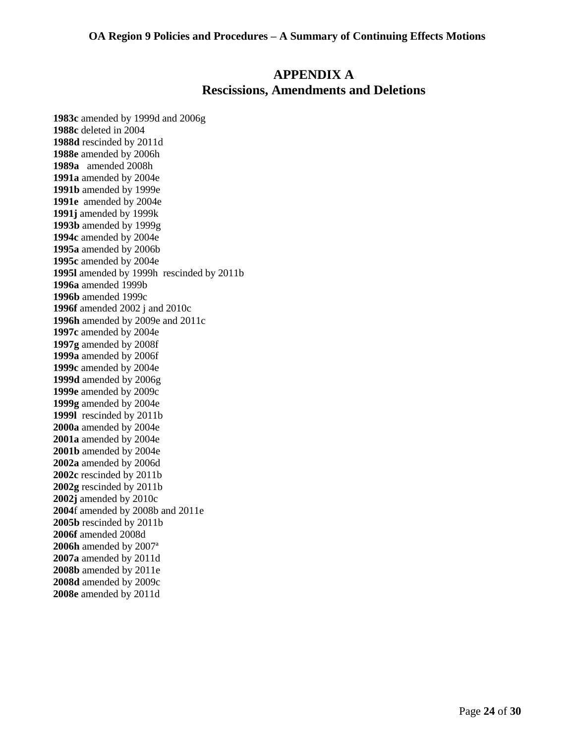## APPENDIX A
## Rescissions, Amendments and Deletions

**1983c** amended by 1999d and 2006g
**1988c** deleted in 2004
**1988d** rescinded by 2011d
**1988e** amended by 2006h
**1989a** amended 2008h
**1991a** amended by 2004e
**1991b** amended by 1999e
**1991e** amended by 2004e
**1991j** amended by 1999k
**1993b** amended by 1999g
**1994c** amended by 2004e
**1995a** amended by 2006b
**1995c** amended by 2004e
**1995l** amended by 1999h rescinded by 2011b
**1996a** amended 1999b
**1996b** amended 1999c
**1996f** amended 2002 j and 2010c
**1996h** amended by 2009e and 2011c
**1997c** amended by 2004e
**1997g** amended by 2008f
**1999a** amended by 2006f
**1999c** amended by 2004e
**1999d** amended by 2006g
**1999e** amended by 2009c
**1999g** amended by 2004e
**1999l** rescinded by 2011b
**2000a** amended by 2004e
**2001a** amended by 2004e
**2001b** amended by 2004e
**2002a** amended by 2006d
**2002c** rescinded by 2011b
**2002g** rescinded by 2011b
**2002j** amended by 2010c
**2004**f amended by 2008b and 2011e
**2005b** rescinded by 2011b
**2006f** amended 2008d
**2006h** amended by 2007[a]
**2007a** amended by 2011d
**2008b** amended by 2011e
**2008d** amended by 2009c
**2008e** amended by 2011d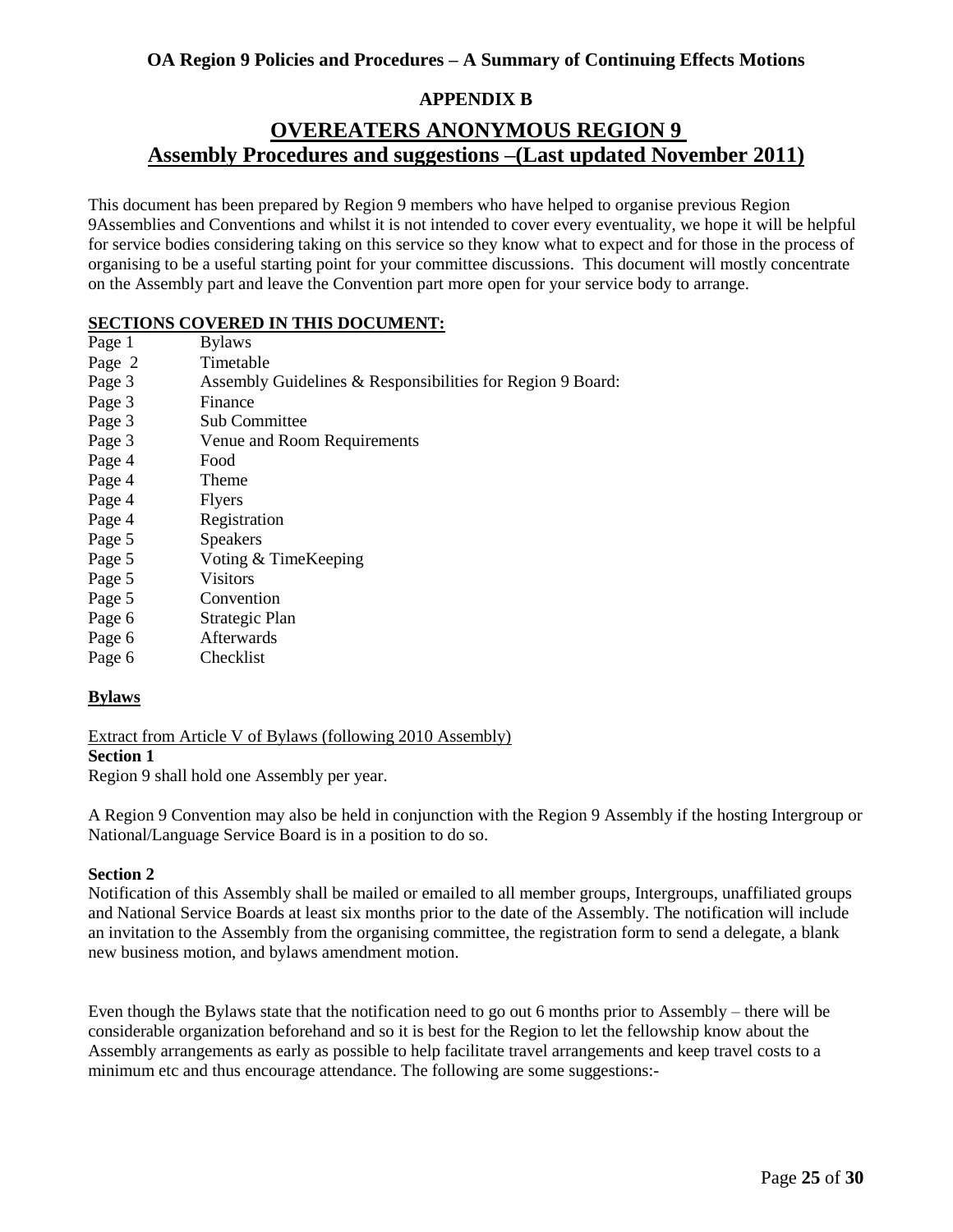## APPENDIX B

# OVEREATERS ANONYMOUS REGION 9
# Assembly Procedures and suggestions –(Last updated November 2011)

This document has been prepared by Region 9 members who have helped to organise previous Region 9Assemblies and Conventions and whilst it is not intended to cover every eventuality, we hope it will be helpful for service bodies considering taking on this service so they know what to expect and for those in the process of organising to be a useful starting point for your committee discussions. This document will mostly concentrate on the Assembly part and leave the Convention part more open for your service body to arrange.

**SECTIONS COVERED IN THIS DOCUMENT:**

| | |
|---|---|
| Page 1 | Bylaws |
| Page 2 | Timetable |
| Page 3 | Assembly Guidelines & Responsibilities for Region 9 Board: |
| Page 3 | Finance |
| Page 3 | Sub Committee |
| Page 3 | Venue and Room Requirements |
| Page 4 | Food |
| Page 4 | Theme |
| Page 4 | Flyers |
| Page 4 | Registration |
| Page 5 | Speakers |
| Page 5 | Voting & TimeKeeping |
| Page 5 | Visitors |
| Page 5 | Convention |
| Page 6 | Strategic Plan |
| Page 6 | Afterwards |
| Page 6 | Checklist |

### Bylaws

Extract from Article V of Bylaws (following 2010 Assembly)

**Section 1**

Region 9 shall hold one Assembly per year.

A Region 9 Convention may also be held in conjunction with the Region 9 Assembly if the hosting Intergroup or National/Language Service Board is in a position to do so.

**Section 2**

Notification of this Assembly shall be mailed or emailed to all member groups, Intergroups, unaffiliated groups and National Service Boards at least six months prior to the date of the Assembly. The notification will include an invitation to the Assembly from the organising committee, the registration form to send a delegate, a blank new business motion, and bylaws amendment motion.

Even though the Bylaws state that the notification need to go out 6 months prior to Assembly – there will be considerable organization beforehand and so it is best for the Region to let the fellowship know about the Assembly arrangements as early as possible to help facilitate travel arrangements and keep travel costs to a minimum etc and thus encourage attendance. The following are some suggestions:-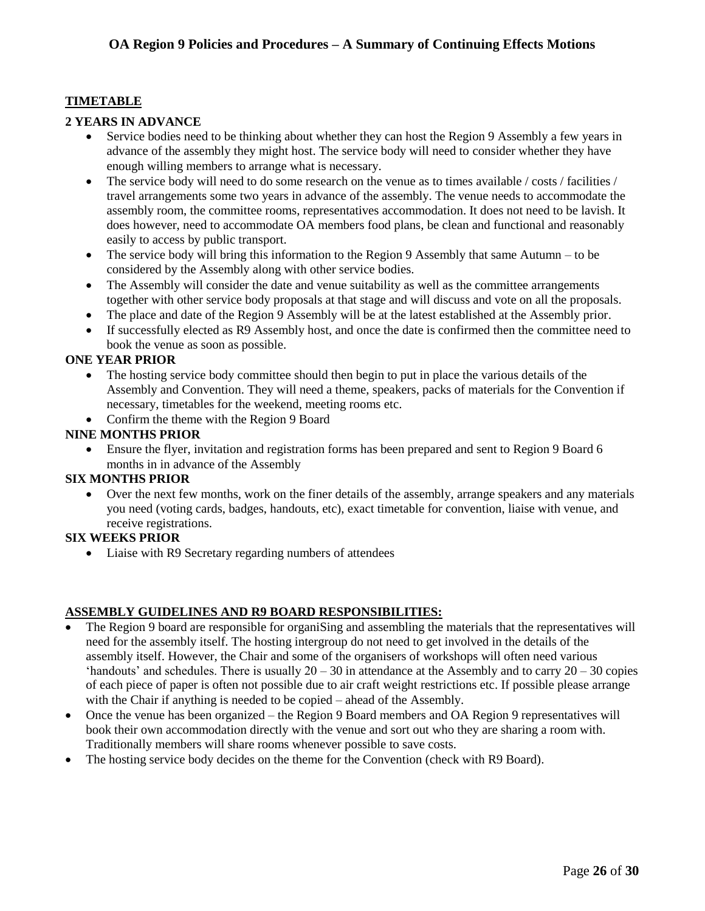## TIMETABLE

### 2 YEARS IN ADVANCE

- Service bodies need to be thinking about whether they can host the Region 9 Assembly a few years in advance of the assembly they might host. The service body will need to consider whether they have enough willing members to arrange what is necessary.
- The service body will need to do some research on the venue as to times available / costs / facilities / travel arrangements some two years in advance of the assembly. The venue needs to accommodate the assembly room, the committee rooms, representatives accommodation. It does not need to be lavish. It does however, need to accommodate OA members food plans, be clean and functional and reasonably easily to access by public transport.
- The service body will bring this information to the Region 9 Assembly that same Autumn – to be considered by the Assembly along with other service bodies.
- The Assembly will consider the date and venue suitability as well as the committee arrangements together with other service body proposals at that stage and will discuss and vote on all the proposals.
- The place and date of the Region 9 Assembly will be at the latest established at the Assembly prior.
- If successfully elected as R9 Assembly host, and once the date is confirmed then the committee need to book the venue as soon as possible.

### ONE YEAR PRIOR

- The hosting service body committee should then begin to put in place the various details of the Assembly and Convention. They will need a theme, speakers, packs of materials for the Convention if necessary, timetables for the weekend, meeting rooms etc.
- Confirm the theme with the Region 9 Board

### NINE MONTHS PRIOR

- Ensure the flyer, invitation and registration forms has been prepared and sent to Region 9 Board 6 months in in advance of the Assembly

### SIX MONTHS PRIOR

- Over the next few months, work on the finer details of the assembly, arrange speakers and any materials you need (voting cards, badges, handouts, etc), exact timetable for convention, liaise with venue, and receive registrations.

### SIX WEEKS PRIOR

- Liaise with R9 Secretary regarding numbers of attendees

## ASSEMBLY GUIDELINES AND R9 BOARD RESPONSIBILITIES:

- The Region 9 board are responsible for organiSing and assembling the materials that the representatives will need for the assembly itself. The hosting intergroup do not need to get involved in the details of the assembly itself. However, the Chair and some of the organisers of workshops will often need various 'handouts' and schedules. There is usually 20 – 30 in attendance at the Assembly and to carry 20 – 30 copies of each piece of paper is often not possible due to air craft weight restrictions etc. If possible please arrange with the Chair if anything is needed to be copied – ahead of the Assembly.
- Once the venue has been organized – the Region 9 Board members and OA Region 9 representatives will book their own accommodation directly with the venue and sort out who they are sharing a room with. Traditionally members will share rooms whenever possible to save costs.
- The hosting service body decides on the theme for the Convention (check with R9 Board).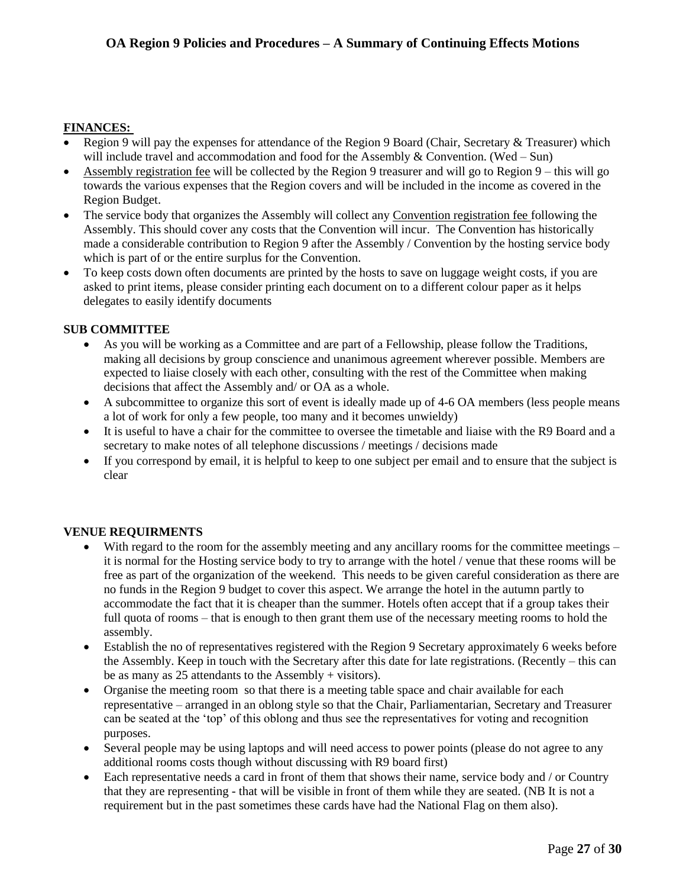**FINANCES:**

- Region 9 will pay the expenses for attendance of the Region 9 Board (Chair, Secretary & Treasurer) which will include travel and accommodation and food for the Assembly & Convention. (Wed – Sun)
- Assembly registration fee will be collected by the Region 9 treasurer and will go to Region 9 – this will go towards the various expenses that the Region covers and will be included in the income as covered in the Region Budget.
- The service body that organizes the Assembly will collect any Convention registration fee following the Assembly. This should cover any costs that the Convention will incur. The Convention has historically made a considerable contribution to Region 9 after the Assembly / Convention by the hosting service body which is part of or the entire surplus for the Convention.
- To keep costs down often documents are printed by the hosts to save on luggage weight costs, if you are asked to print items, please consider printing each document on to a different colour paper as it helps delegates to easily identify documents

**SUB COMMITTEE**

- As you will be working as a Committee and are part of a Fellowship, please follow the Traditions, making all decisions by group conscience and unanimous agreement wherever possible. Members are expected to liaise closely with each other, consulting with the rest of the Committee when making decisions that affect the Assembly and/ or OA as a whole.
- A subcommittee to organize this sort of event is ideally made up of 4-6 OA members (less people means a lot of work for only a few people, too many and it becomes unwieldy)
- It is useful to have a chair for the committee to oversee the timetable and liaise with the R9 Board and a secretary to make notes of all telephone discussions / meetings / decisions made
- If you correspond by email, it is helpful to keep to one subject per email and to ensure that the subject is clear

**VENUE REQUIRMENTS**

- With regard to the room for the assembly meeting and any ancillary rooms for the committee meetings – it is normal for the Hosting service body to try to arrange with the hotel / venue that these rooms will be free as part of the organization of the weekend. This needs to be given careful consideration as there are no funds in the Region 9 budget to cover this aspect. We arrange the hotel in the autumn partly to accommodate the fact that it is cheaper than the summer. Hotels often accept that if a group takes their full quota of rooms – that is enough to then grant them use of the necessary meeting rooms to hold the assembly.
- Establish the no of representatives registered with the Region 9 Secretary approximately 6 weeks before the Assembly. Keep in touch with the Secretary after this date for late registrations. (Recently – this can be as many as 25 attendants to the Assembly + visitors).
- Organise the meeting room so that there is a meeting table space and chair available for each representative – arranged in an oblong style so that the Chair, Parliamentarian, Secretary and Treasurer can be seated at the 'top' of this oblong and thus see the representatives for voting and recognition purposes.
- Several people may be using laptops and will need access to power points (please do not agree to any additional rooms costs though without discussing with R9 board first)
- Each representative needs a card in front of them that shows their name, service body and / or Country that they are representing - that will be visible in front of them while they are seated. (NB It is not a requirement but in the past sometimes these cards have had the National Flag on them also).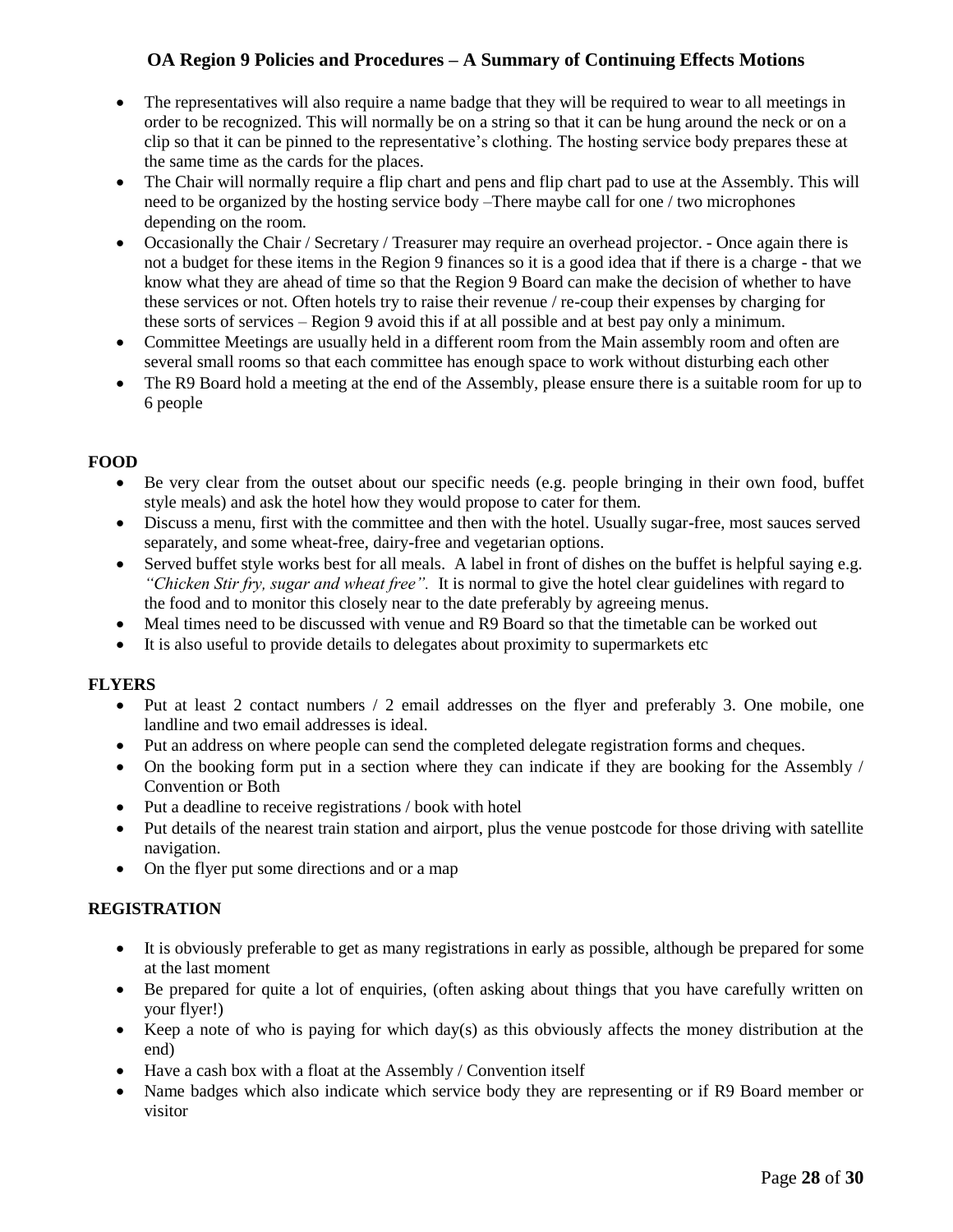- The representatives will also require a name badge that they will be required to wear to all meetings in order to be recognized. This will normally be on a string so that it can be hung around the neck or on a clip so that it can be pinned to the representative's clothing. The hosting service body prepares these at the same time as the cards for the places.
- The Chair will normally require a flip chart and pens and flip chart pad to use at the Assembly. This will need to be organized by the hosting service body –There maybe call for one / two microphones depending on the room.
- Occasionally the Chair / Secretary / Treasurer may require an overhead projector. - Once again there is not a budget for these items in the Region 9 finances so it is a good idea that if there is a charge - that we know what they are ahead of time so that the Region 9 Board can make the decision of whether to have these services or not. Often hotels try to raise their revenue / re-coup their expenses by charging for these sorts of services – Region 9 avoid this if at all possible and at best pay only a minimum.
- Committee Meetings are usually held in a different room from the Main assembly room and often are several small rooms so that each committee has enough space to work without disturbing each other
- The R9 Board hold a meeting at the end of the Assembly, please ensure there is a suitable room for up to 6 people

**FOOD**

- Be very clear from the outset about our specific needs (e.g. people bringing in their own food, buffet style meals) and ask the hotel how they would propose to cater for them.
- Discuss a menu, first with the committee and then with the hotel. Usually sugar-free, most sauces served separately, and some wheat-free, dairy-free and vegetarian options.
- Served buffet style works best for all meals. A label in front of dishes on the buffet is helpful saying e.g. *"Chicken Stir fry, sugar and wheat free".* It is normal to give the hotel clear guidelines with regard to the food and to monitor this closely near to the date preferably by agreeing menus.
- Meal times need to be discussed with venue and R9 Board so that the timetable can be worked out
- It is also useful to provide details to delegates about proximity to supermarkets etc

**FLYERS**

- Put at least 2 contact numbers / 2 email addresses on the flyer and preferably 3. One mobile, one landline and two email addresses is ideal.
- Put an address on where people can send the completed delegate registration forms and cheques.
- On the booking form put in a section where they can indicate if they are booking for the Assembly / Convention or Both
- Put a deadline to receive registrations / book with hotel
- Put details of the nearest train station and airport, plus the venue postcode for those driving with satellite navigation.
- On the flyer put some directions and or a map

**REGISTRATION**

- It is obviously preferable to get as many registrations in early as possible, although be prepared for some at the last moment
- Be prepared for quite a lot of enquiries, (often asking about things that you have carefully written on your flyer!)
- Keep a note of who is paying for which day(s) as this obviously affects the money distribution at the end)
- Have a cash box with a float at the Assembly / Convention itself
- Name badges which also indicate which service body they are representing or if R9 Board member or visitor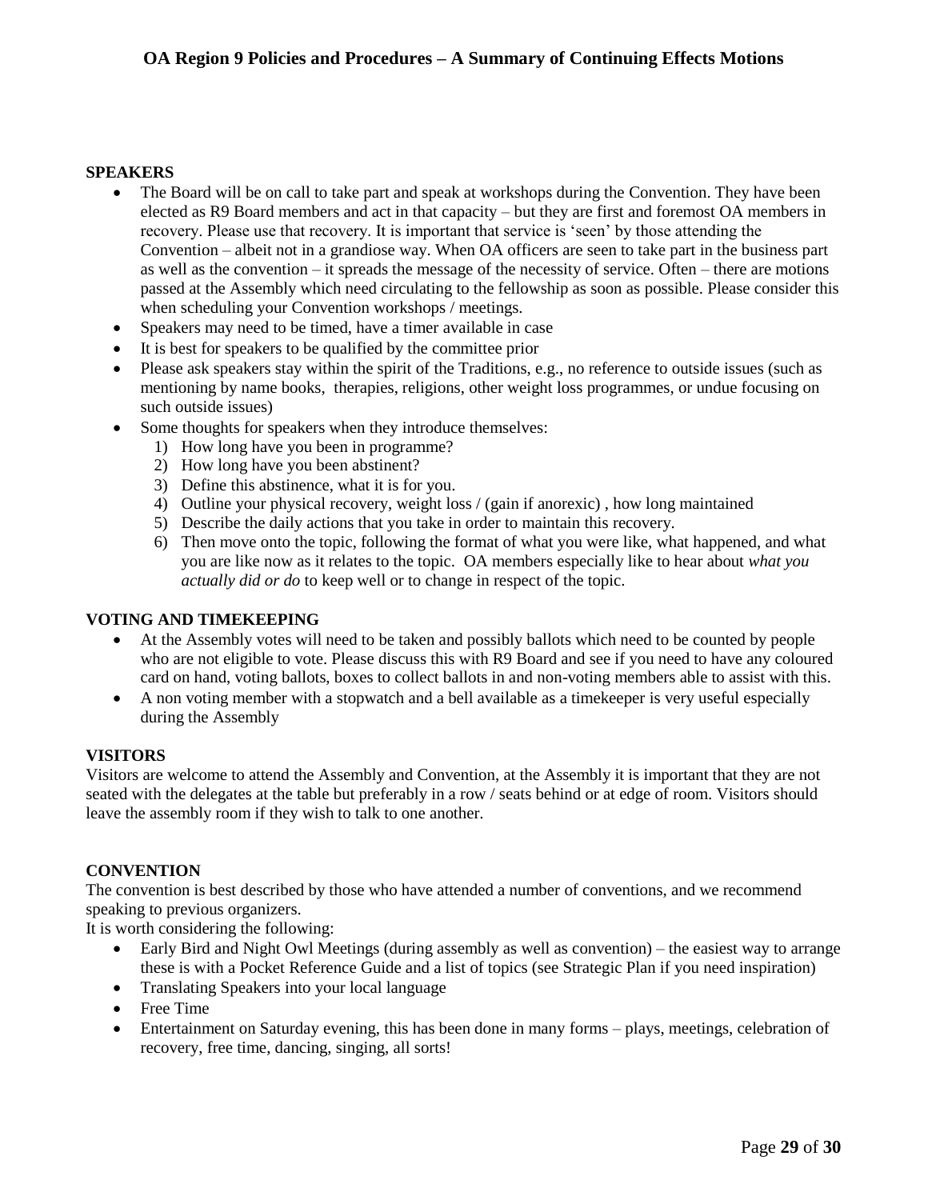**SPEAKERS**

- The Board will be on call to take part and speak at workshops during the Convention. They have been elected as R9 Board members and act in that capacity – but they are first and foremost OA members in recovery. Please use that recovery. It is important that service is 'seen' by those attending the Convention – albeit not in a grandiose way. When OA officers are seen to take part in the business part as well as the convention – it spreads the message of the necessity of service. Often – there are motions passed at the Assembly which need circulating to the fellowship as soon as possible. Please consider this when scheduling your Convention workshops / meetings.
- Speakers may need to be timed, have a timer available in case
- It is best for speakers to be qualified by the committee prior
- Please ask speakers stay within the spirit of the Traditions, e.g., no reference to outside issues (such as mentioning by name books, therapies, religions, other weight loss programmes, or undue focusing on such outside issues)
- Some thoughts for speakers when they introduce themselves:
    1) How long have you been in programme?
    2) How long have you been abstinent?
    3) Define this abstinence, what it is for you.
    4) Outline your physical recovery, weight loss / (gain if anorexic) , how long maintained
    5) Describe the daily actions that you take in order to maintain this recovery.
    6) Then move onto the topic, following the format of what you were like, what happened, and what you are like now as it relates to the topic. OA members especially like to hear about *what you actually did or do* to keep well or to change in respect of the topic.

**VOTING AND TIMEKEEPING**

- At the Assembly votes will need to be taken and possibly ballots which need to be counted by people who are not eligible to vote. Please discuss this with R9 Board and see if you need to have any coloured card on hand, voting ballots, boxes to collect ballots in and non-voting members able to assist with this.
- A non voting member with a stopwatch and a bell available as a timekeeper is very useful especially during the Assembly

**VISITORS**

Visitors are welcome to attend the Assembly and Convention, at the Assembly it is important that they are not seated with the delegates at the table but preferably in a row / seats behind or at edge of room. Visitors should leave the assembly room if they wish to talk to one another.

**CONVENTION**

The convention is best described by those who have attended a number of conventions, and we recommend speaking to previous organizers.

It is worth considering the following:

- Early Bird and Night Owl Meetings (during assembly as well as convention) – the easiest way to arrange these is with a Pocket Reference Guide and a list of topics (see Strategic Plan if you need inspiration)
- Translating Speakers into your local language
- Free Time
- Entertainment on Saturday evening, this has been done in many forms – plays, meetings, celebration of recovery, free time, dancing, singing, all sorts!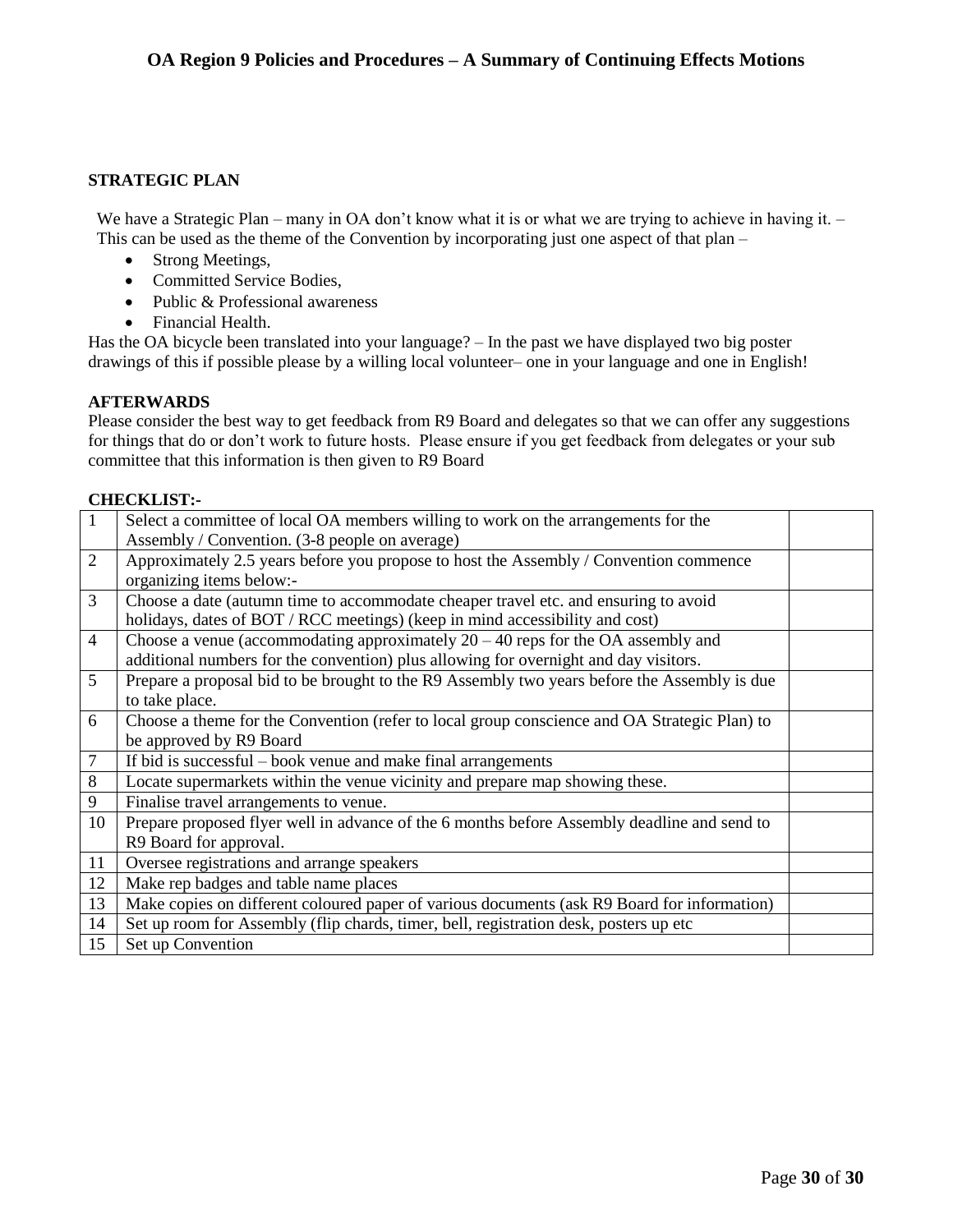**STRATEGIC PLAN**

We have a Strategic Plan – many in OA don't know what it is or what we are trying to achieve in having it. – This can be used as the theme of the Convention by incorporating just one aspect of that plan –

- Strong Meetings,
- Committed Service Bodies,
- Public & Professional awareness
- Financial Health.

Has the OA bicycle been translated into your language? – In the past we have displayed two big poster drawings of this if possible please by a willing local volunteer– one in your language and one in English!

**AFTERWARDS**

Please consider the best way to get feedback from R9 Board and delegates so that we can offer any suggestions for things that do or don't work to future hosts. Please ensure if you get feedback from delegates or your sub committee that this information is then given to R9 Board

**CHECKLIST:-**

| | | |
|---|---|---|
| 1 | Select a committee of local OA members willing to work on the arrangements for the Assembly / Convention. (3-8 people on average) | |
| 2 | Approximately 2.5 years before you propose to host the Assembly / Convention commence organizing items below:- | |
| 3 | Choose a date (autumn time to accommodate cheaper travel etc. and ensuring to avoid holidays, dates of BOT / RCC meetings) (keep in mind accessibility and cost) | |
| 4 | Choose a venue (accommodating approximately 20 – 40 reps for the OA assembly and additional numbers for the convention) plus allowing for overnight and day visitors. | |
| 5 | Prepare a proposal bid to be brought to the R9 Assembly two years before the Assembly is due to take place. | |
| 6 | Choose a theme for the Convention (refer to local group conscience and OA Strategic Plan) to be approved by R9 Board | |
| 7 | If bid is successful – book venue and make final arrangements | |
| 8 | Locate supermarkets within the venue vicinity and prepare map showing these. | |
| 9 | Finalise travel arrangements to venue. | |
| 10 | Prepare proposed flyer well in advance of the 6 months before Assembly deadline and send to R9 Board for approval. | |
| 11 | Oversee registrations and arrange speakers | |
| 12 | Make rep badges and table name places | |
| 13 | Make copies on different coloured paper of various documents (ask R9 Board for information) | |
| 14 | Set up room for Assembly (flip chards, timer, bell, registration desk, posters up etc | |
| 15 | Set up Convention | |